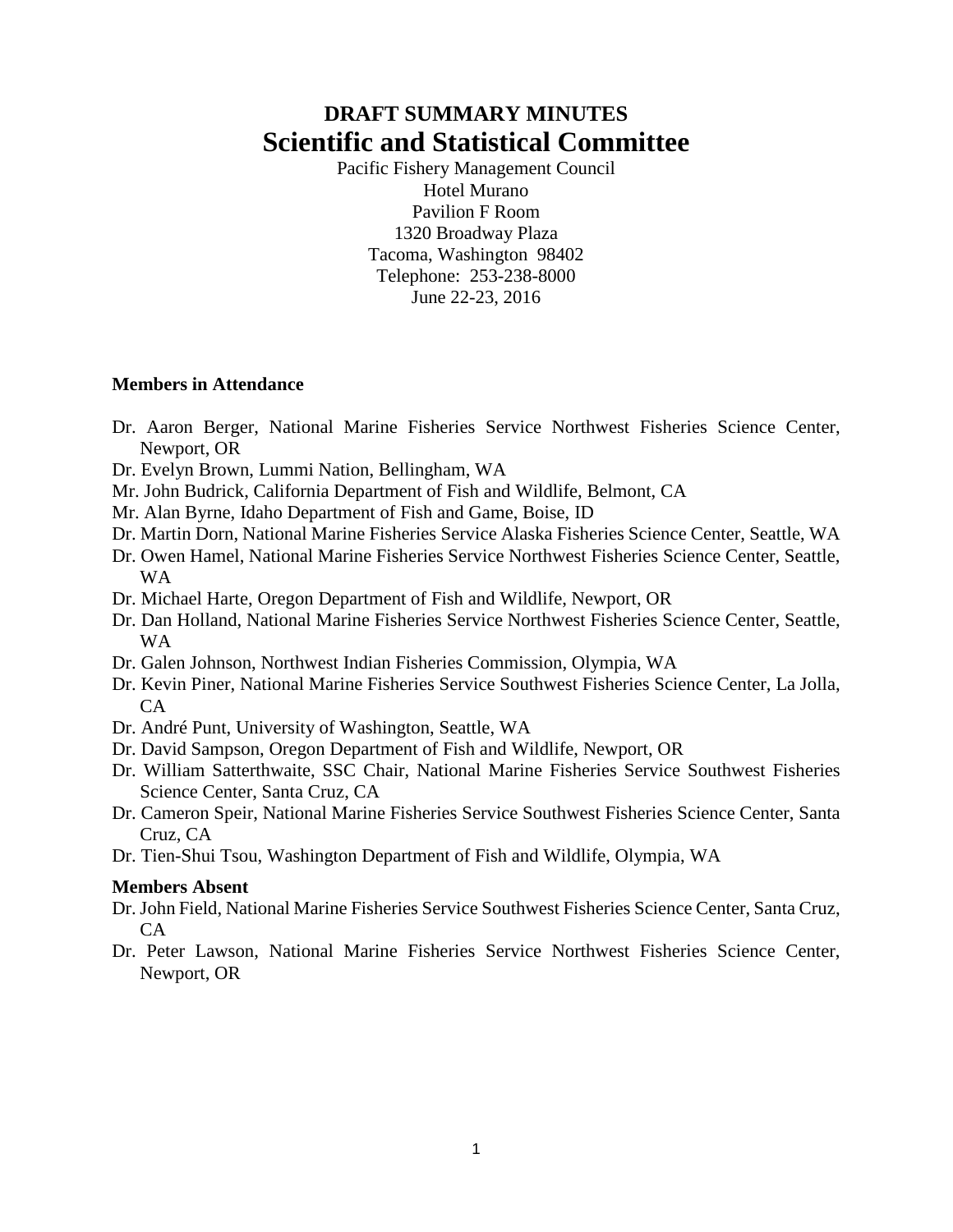# DRAFT SUMMARY MINUTES

# Scientific and Statistical Committee

Pacific Fishery Management Council
Hotel Murano
Pavilion F Room
1320 Broadway Plaza
Tacoma, Washington 98402
Telephone: 253-238-8000
June 22-23, 2016

**Members in Attendance**

Dr. Aaron Berger, National Marine Fisheries Service Northwest Fisheries Science Center, Newport, OR
Dr. Evelyn Brown, Lummi Nation, Bellingham, WA
Mr. John Budrick, California Department of Fish and Wildlife, Belmont, CA
Mr. Alan Byrne, Idaho Department of Fish and Game, Boise, ID
Dr. Martin Dorn, National Marine Fisheries Service Alaska Fisheries Science Center, Seattle, WA
Dr. Owen Hamel, National Marine Fisheries Service Northwest Fisheries Science Center, Seattle, WA
Dr. Michael Harte, Oregon Department of Fish and Wildlife, Newport, OR
Dr. Dan Holland, National Marine Fisheries Service Northwest Fisheries Science Center, Seattle, WA
Dr. Galen Johnson, Northwest Indian Fisheries Commission, Olympia, WA
Dr. Kevin Piner, National Marine Fisheries Service Southwest Fisheries Science Center, La Jolla, CA
Dr. André Punt, University of Washington, Seattle, WA
Dr. David Sampson, Oregon Department of Fish and Wildlife, Newport, OR
Dr. William Satterthwaite, SSC Chair, National Marine Fisheries Service Southwest Fisheries Science Center, Santa Cruz, CA
Dr. Cameron Speir, National Marine Fisheries Service Southwest Fisheries Science Center, Santa Cruz, CA
Dr. Tien-Shui Tsou, Washington Department of Fish and Wildlife, Olympia, WA

**Members Absent**

Dr. John Field, National Marine Fisheries Service Southwest Fisheries Science Center, Santa Cruz, CA
Dr. Peter Lawson, National Marine Fisheries Service Northwest Fisheries Science Center, Newport, OR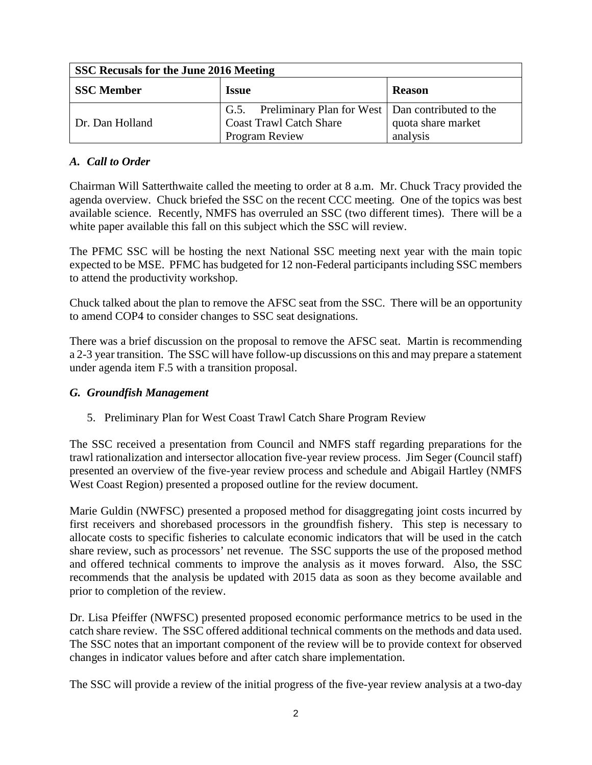| SSC Recusals for the June 2016 Meeting | | |
|---|---|---|
| **SSC Member** | **Issue** | **Reason** |
| Dr. Dan Holland | G.5. Preliminary Plan for West Coast Trawl Catch Share Program Review | Dan contributed to the quota share market analysis |

### *A. Call to Order*

Chairman Will Satterthwaite called the meeting to order at 8 a.m. Mr. Chuck Tracy provided the agenda overview. Chuck briefed the SSC on the recent CCC meeting. One of the topics was best available science. Recently, NMFS has overruled an SSC (two different times). There will be a white paper available this fall on this subject which the SSC will review.

The PFMC SSC will be hosting the next National SSC meeting next year with the main topic expected to be MSE. PFMC has budgeted for 12 non-Federal participants including SSC members to attend the productivity workshop.

Chuck talked about the plan to remove the AFSC seat from the SSC. There will be an opportunity to amend COP4 to consider changes to SSC seat designations.

There was a brief discussion on the proposal to remove the AFSC seat. Martin is recommending a 2-3 year transition. The SSC will have follow-up discussions on this and may prepare a statement under agenda item F.5 with a transition proposal.

### *G. Groundfish Management*

5. Preliminary Plan for West Coast Trawl Catch Share Program Review

The SSC received a presentation from Council and NMFS staff regarding preparations for the trawl rationalization and intersector allocation five-year review process. Jim Seger (Council staff) presented an overview of the five-year review process and schedule and Abigail Hartley (NMFS West Coast Region) presented a proposed outline for the review document.

Marie Guldin (NWFSC) presented a proposed method for disaggregating joint costs incurred by first receivers and shorebased processors in the groundfish fishery. This step is necessary to allocate costs to specific fisheries to calculate economic indicators that will be used in the catch share review, such as processors' net revenue. The SSC supports the use of the proposed method and offered technical comments to improve the analysis as it moves forward. Also, the SSC recommends that the analysis be updated with 2015 data as soon as they become available and prior to completion of the review.

Dr. Lisa Pfeiffer (NWFSC) presented proposed economic performance metrics to be used in the catch share review. The SSC offered additional technical comments on the methods and data used. The SSC notes that an important component of the review will be to provide context for observed changes in indicator values before and after catch share implementation.

The SSC will provide a review of the initial progress of the five-year review analysis at a two-day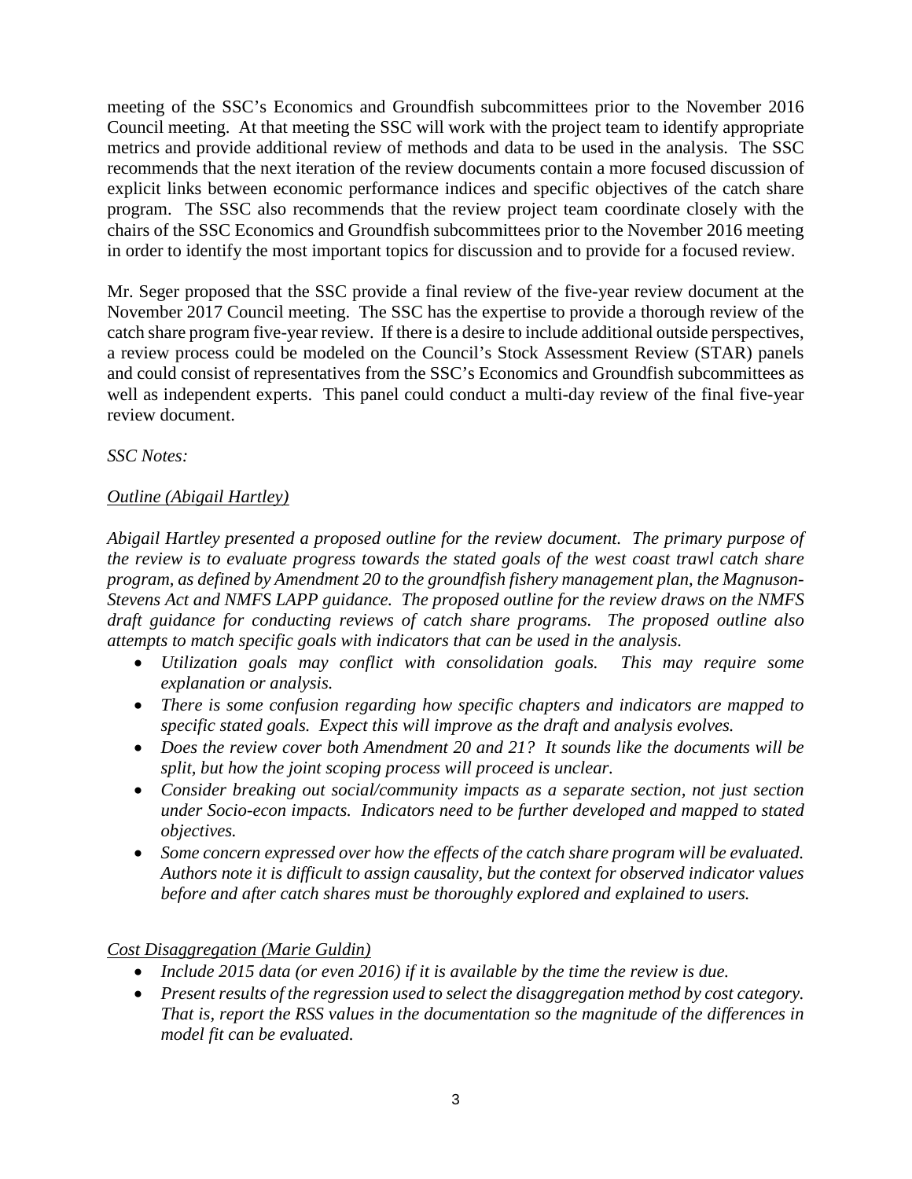meeting of the SSC's Economics and Groundfish subcommittees prior to the November 2016 Council meeting. At that meeting the SSC will work with the project team to identify appropriate metrics and provide additional review of methods and data to be used in the analysis. The SSC recommends that the next iteration of the review documents contain a more focused discussion of explicit links between economic performance indices and specific objectives of the catch share program. The SSC also recommends that the review project team coordinate closely with the chairs of the SSC Economics and Groundfish subcommittees prior to the November 2016 meeting in order to identify the most important topics for discussion and to provide for a focused review.

Mr. Seger proposed that the SSC provide a final review of the five-year review document at the November 2017 Council meeting. The SSC has the expertise to provide a thorough review of the catch share program five-year review. If there is a desire to include additional outside perspectives, a review process could be modeled on the Council's Stock Assessment Review (STAR) panels and could consist of representatives from the SSC's Economics and Groundfish subcommittees as well as independent experts. This panel could conduct a multi-day review of the final five-year review document.

*SSC Notes:*

*Outline (Abigail Hartley)*

*Abigail Hartley presented a proposed outline for the review document. The primary purpose of the review is to evaluate progress towards the stated goals of the west coast trawl catch share program, as defined by Amendment 20 to the groundfish fishery management plan, the Magnuson-Stevens Act and NMFS LAPP guidance. The proposed outline for the review draws on the NMFS draft guidance for conducting reviews of catch share programs. The proposed outline also attempts to match specific goals with indicators that can be used in the analysis.*

- *Utilization goals may conflict with consolidation goals. This may require some explanation or analysis.*
- *There is some confusion regarding how specific chapters and indicators are mapped to specific stated goals. Expect this will improve as the draft and analysis evolves.*
- *Does the review cover both Amendment 20 and 21? It sounds like the documents will be split, but how the joint scoping process will proceed is unclear.*
- *Consider breaking out social/community impacts as a separate section, not just section under Socio-econ impacts. Indicators need to be further developed and mapped to stated objectives.*
- *Some concern expressed over how the effects of the catch share program will be evaluated. Authors note it is difficult to assign causality, but the context for observed indicator values before and after catch shares must be thoroughly explored and explained to users.*

*Cost Disaggregation (Marie Guldin)*

- *Include 2015 data (or even 2016) if it is available by the time the review is due.*
- *Present results of the regression used to select the disaggregation method by cost category. That is, report the RSS values in the documentation so the magnitude of the differences in model fit can be evaluated.*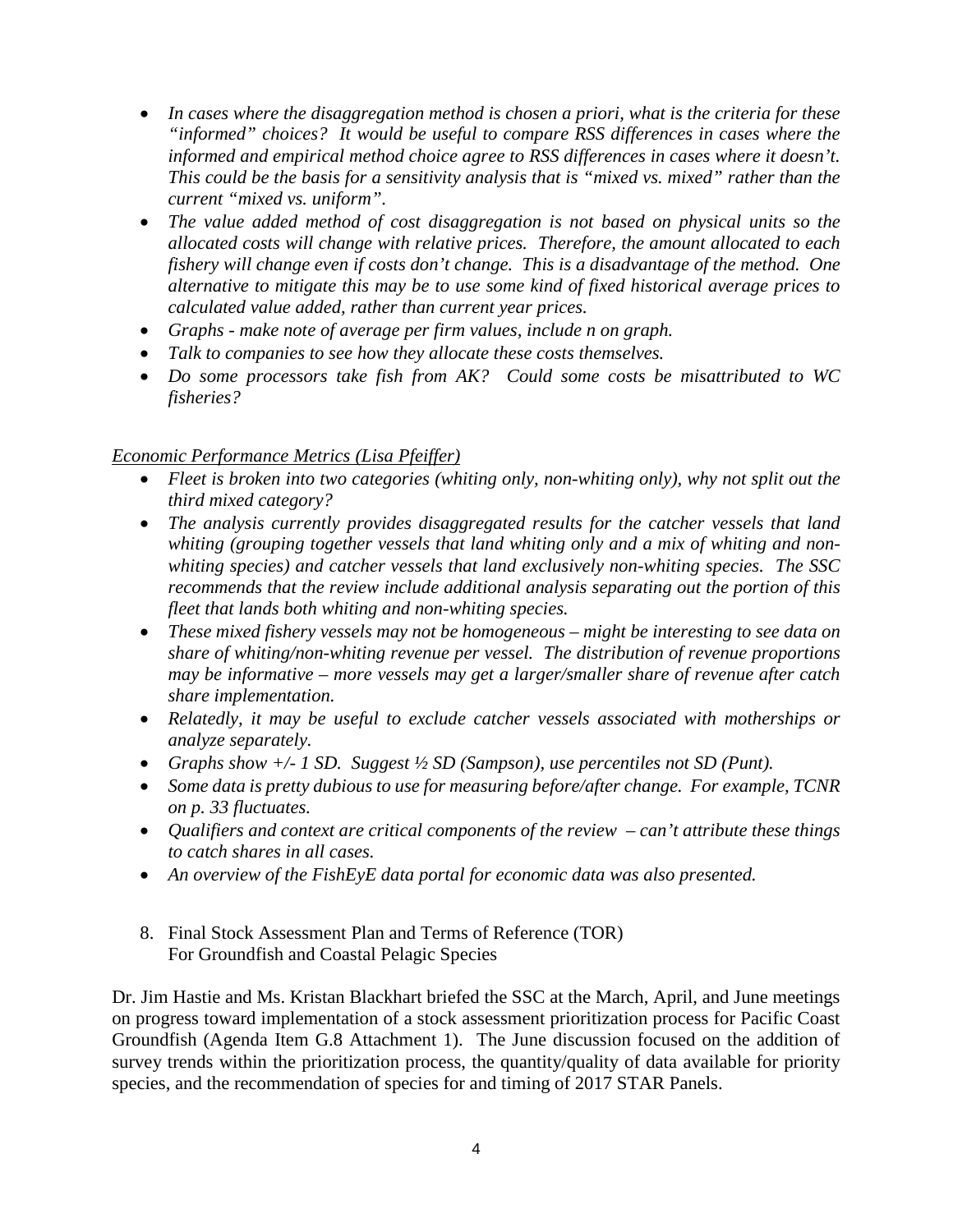- *In cases where the disaggregation method is chosen a priori, what is the criteria for these "informed" choices? It would be useful to compare RSS differences in cases where the informed and empirical method choice agree to RSS differences in cases where it doesn't. This could be the basis for a sensitivity analysis that is "mixed vs. mixed" rather than the current "mixed vs. uniform".*
- *The value added method of cost disaggregation is not based on physical units so the allocated costs will change with relative prices. Therefore, the amount allocated to each fishery will change even if costs don't change. This is a disadvantage of the method. One alternative to mitigate this may be to use some kind of fixed historical average prices to calculated value added, rather than current year prices.*
- *Graphs - make note of average per firm values, include n on graph.*
- *Talk to companies to see how they allocate these costs themselves.*
- *Do some processors take fish from AK? Could some costs be misattributed to WC fisheries?*

*Economic Performance Metrics (Lisa Pfeiffer)*

- *Fleet is broken into two categories (whiting only, non-whiting only), why not split out the third mixed category?*
- *The analysis currently provides disaggregated results for the catcher vessels that land whiting (grouping together vessels that land whiting only and a mix of whiting and non-whiting species) and catcher vessels that land exclusively non-whiting species. The SSC recommends that the review include additional analysis separating out the portion of this fleet that lands both whiting and non-whiting species.*
- *These mixed fishery vessels may not be homogeneous – might be interesting to see data on share of whiting/non-whiting revenue per vessel. The distribution of revenue proportions may be informative – more vessels may get a larger/smaller share of revenue after catch share implementation.*
- *Relatedly, it may be useful to exclude catcher vessels associated with motherships or analyze separately.*
- *Graphs show +/- 1 SD. Suggest ½ SD (Sampson), use percentiles not SD (Punt).*
- *Some data is pretty dubious to use for measuring before/after change. For example, TCNR on p. 33 fluctuates.*
- *Qualifiers and context are critical components of the review – can't attribute these things to catch shares in all cases.*
- *An overview of the FishEyE data portal for economic data was also presented.*

8. Final Stock Assessment Plan and Terms of Reference (TOR) For Groundfish and Coastal Pelagic Species

Dr. Jim Hastie and Ms. Kristan Blackhart briefed the SSC at the March, April, and June meetings on progress toward implementation of a stock assessment prioritization process for Pacific Coast Groundfish (Agenda Item G.8 Attachment 1). The June discussion focused on the addition of survey trends within the prioritization process, the quantity/quality of data available for priority species, and the recommendation of species for and timing of 2017 STAR Panels.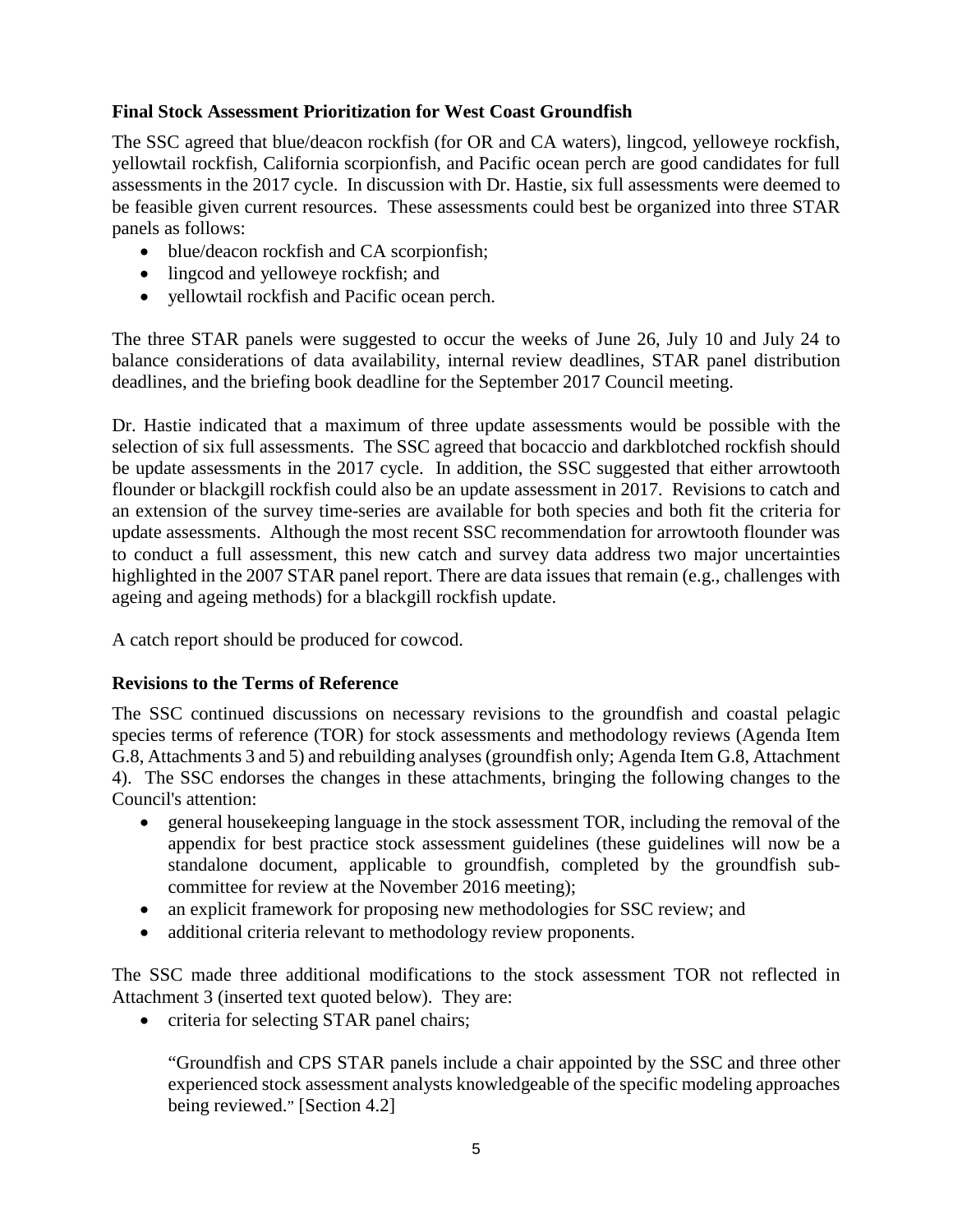**Final Stock Assessment Prioritization for West Coast Groundfish**

The SSC agreed that blue/deacon rockfish (for OR and CA waters), lingcod, yelloweye rockfish, yellowtail rockfish, California scorpionfish, and Pacific ocean perch are good candidates for full assessments in the 2017 cycle. In discussion with Dr. Hastie, six full assessments were deemed to be feasible given current resources. These assessments could best be organized into three STAR panels as follows:

- blue/deacon rockfish and CA scorpionfish;
- lingcod and yelloweye rockfish; and
- yellowtail rockfish and Pacific ocean perch.

The three STAR panels were suggested to occur the weeks of June 26, July 10 and July 24 to balance considerations of data availability, internal review deadlines, STAR panel distribution deadlines, and the briefing book deadline for the September 2017 Council meeting.

Dr. Hastie indicated that a maximum of three update assessments would be possible with the selection of six full assessments. The SSC agreed that bocaccio and darkblotched rockfish should be update assessments in the 2017 cycle. In addition, the SSC suggested that either arrowtooth flounder or blackgill rockfish could also be an update assessment in 2017. Revisions to catch and an extension of the survey time-series are available for both species and both fit the criteria for update assessments. Although the most recent SSC recommendation for arrowtooth flounder was to conduct a full assessment, this new catch and survey data address two major uncertainties highlighted in the 2007 STAR panel report. There are data issues that remain (e.g., challenges with ageing and ageing methods) for a blackgill rockfish update.

A catch report should be produced for cowcod.

**Revisions to the Terms of Reference**

The SSC continued discussions on necessary revisions to the groundfish and coastal pelagic species terms of reference (TOR) for stock assessments and methodology reviews (Agenda Item G.8, Attachments 3 and 5) and rebuilding analyses (groundfish only; Agenda Item G.8, Attachment 4). The SSC endorses the changes in these attachments, bringing the following changes to the Council's attention:

- general housekeeping language in the stock assessment TOR, including the removal of the appendix for best practice stock assessment guidelines (these guidelines will now be a standalone document, applicable to groundfish, completed by the groundfish sub-committee for review at the November 2016 meeting);
- an explicit framework for proposing new methodologies for SSC review; and
- additional criteria relevant to methodology review proponents.

The SSC made three additional modifications to the stock assessment TOR not reflected in Attachment 3 (inserted text quoted below). They are:

- criteria for selecting STAR panel chairs;

  "Groundfish and CPS STAR panels include a chair appointed by the SSC and three other experienced stock assessment analysts knowledgeable of the specific modeling approaches being reviewed." [Section 4.2]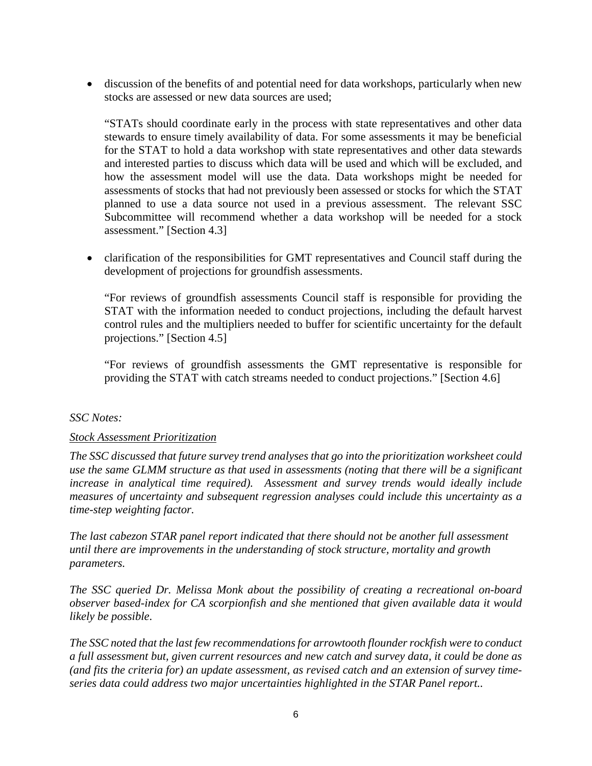- discussion of the benefits of and potential need for data workshops, particularly when new stocks are assessed or new data sources are used;

  "STATs should coordinate early in the process with state representatives and other data stewards to ensure timely availability of data. For some assessments it may be beneficial for the STAT to hold a data workshop with state representatives and other data stewards and interested parties to discuss which data will be used and which will be excluded, and how the assessment model will use the data. Data workshops might be needed for assessments of stocks that had not previously been assessed or stocks for which the STAT planned to use a data source not used in a previous assessment. The relevant SSC Subcommittee will recommend whether a data workshop will be needed for a stock assessment." [Section 4.3]

- clarification of the responsibilities for GMT representatives and Council staff during the development of projections for groundfish assessments.

  "For reviews of groundfish assessments Council staff is responsible for providing the STAT with the information needed to conduct projections, including the default harvest control rules and the multipliers needed to buffer for scientific uncertainty for the default projections." [Section 4.5]

  "For reviews of groundfish assessments the GMT representative is responsible for providing the STAT with catch streams needed to conduct projections." [Section 4.6]

*SSC Notes:*

*Stock Assessment Prioritization*

*The SSC discussed that future survey trend analyses that go into the prioritization worksheet could use the same GLMM structure as that used in assessments (noting that there will be a significant increase in analytical time required). Assessment and survey trends would ideally include measures of uncertainty and subsequent regression analyses could include this uncertainty as a time-step weighting factor.*

*The last cabezon STAR panel report indicated that there should not be another full assessment until there are improvements in the understanding of stock structure, mortality and growth parameters.*

*The SSC queried Dr. Melissa Monk about the possibility of creating a recreational on-board observer based-index for CA scorpionfish and she mentioned that given available data it would likely be possible.*

*The SSC noted that the last few recommendations for arrowtooth flounder rockfish were to conduct a full assessment but, given current resources and new catch and survey data, it could be done as (and fits the criteria for) an update assessment, as revised catch and an extension of survey time-series data could address two major uncertainties highlighted in the STAR Panel report..*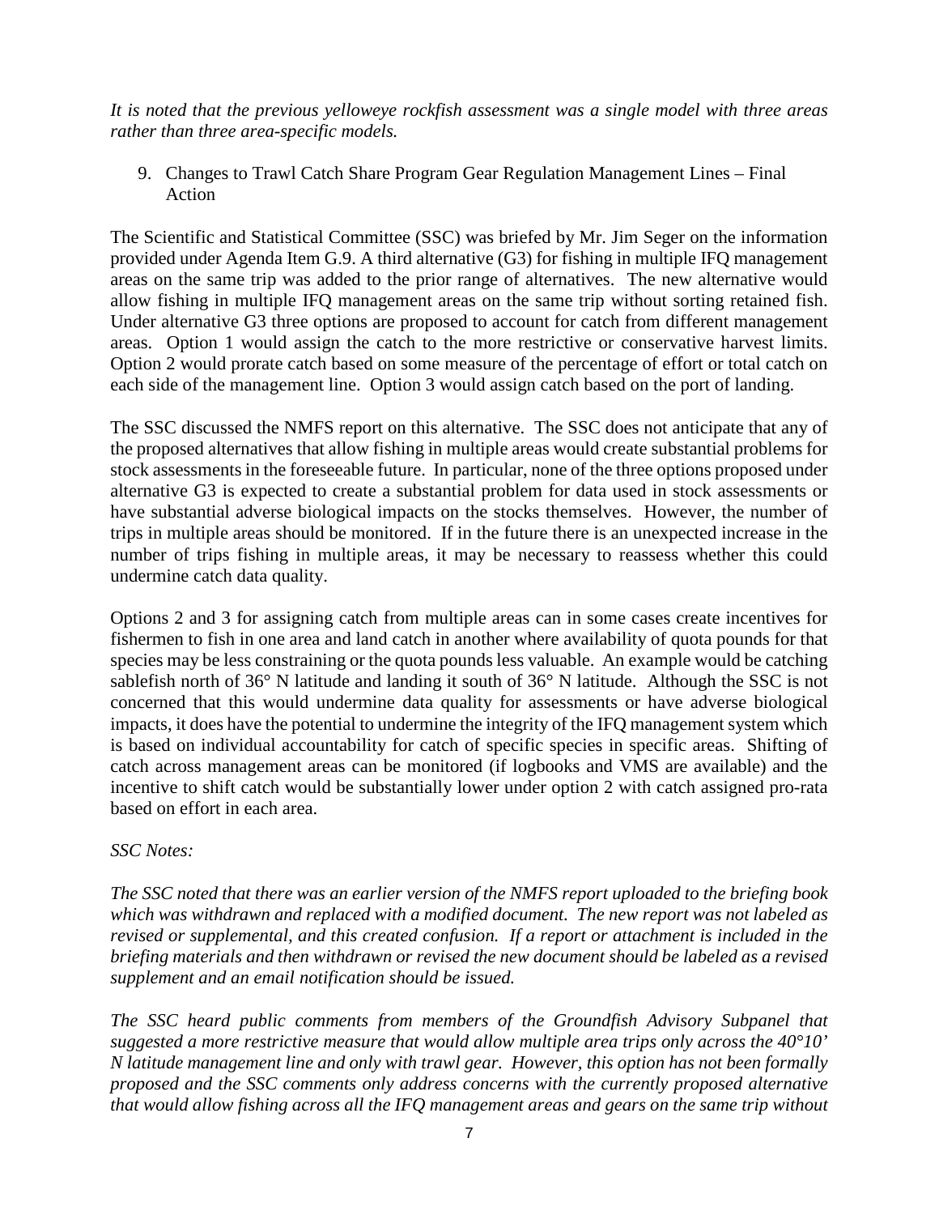*It is noted that the previous yelloweye rockfish assessment was a single model with three areas rather than three area-specific models.*

9. Changes to Trawl Catch Share Program Gear Regulation Management Lines – Final Action

The Scientific and Statistical Committee (SSC) was briefed by Mr. Jim Seger on the information provided under Agenda Item G.9. A third alternative (G3) for fishing in multiple IFQ management areas on the same trip was added to the prior range of alternatives. The new alternative would allow fishing in multiple IFQ management areas on the same trip without sorting retained fish. Under alternative G3 three options are proposed to account for catch from different management areas. Option 1 would assign the catch to the more restrictive or conservative harvest limits. Option 2 would prorate catch based on some measure of the percentage of effort or total catch on each side of the management line. Option 3 would assign catch based on the port of landing.

The SSC discussed the NMFS report on this alternative. The SSC does not anticipate that any of the proposed alternatives that allow fishing in multiple areas would create substantial problems for stock assessments in the foreseeable future. In particular, none of the three options proposed under alternative G3 is expected to create a substantial problem for data used in stock assessments or have substantial adverse biological impacts on the stocks themselves. However, the number of trips in multiple areas should be monitored. If in the future there is an unexpected increase in the number of trips fishing in multiple areas, it may be necessary to reassess whether this could undermine catch data quality.

Options 2 and 3 for assigning catch from multiple areas can in some cases create incentives for fishermen to fish in one area and land catch in another where availability of quota pounds for that species may be less constraining or the quota pounds less valuable. An example would be catching sablefish north of 36° N latitude and landing it south of 36° N latitude. Although the SSC is not concerned that this would undermine data quality for assessments or have adverse biological impacts, it does have the potential to undermine the integrity of the IFQ management system which is based on individual accountability for catch of specific species in specific areas. Shifting of catch across management areas can be monitored (if logbooks and VMS are available) and the incentive to shift catch would be substantially lower under option 2 with catch assigned pro-rata based on effort in each area.

*SSC Notes:*

*The SSC noted that there was an earlier version of the NMFS report uploaded to the briefing book which was withdrawn and replaced with a modified document. The new report was not labeled as revised or supplemental, and this created confusion. If a report or attachment is included in the briefing materials and then withdrawn or revised the new document should be labeled as a revised supplement and an email notification should be issued.*

*The SSC heard public comments from members of the Groundfish Advisory Subpanel that suggested a more restrictive measure that would allow multiple area trips only across the 40°10' N latitude management line and only with trawl gear. However, this option has not been formally proposed and the SSC comments only address concerns with the currently proposed alternative that would allow fishing across all the IFQ management areas and gears on the same trip without*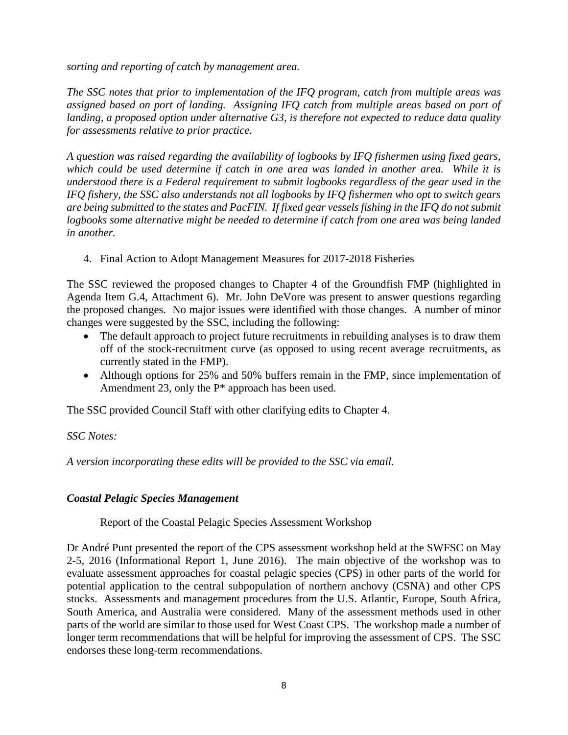*sorting and reporting of catch by management area.*

*The SSC notes that prior to implementation of the IFQ program, catch from multiple areas was assigned based on port of landing. Assigning IFQ catch from multiple areas based on port of landing, a proposed option under alternative G3, is therefore not expected to reduce data quality for assessments relative to prior practice.*

*A question was raised regarding the availability of logbooks by IFQ fishermen using fixed gears, which could be used determine if catch in one area was landed in another area. While it is understood there is a Federal requirement to submit logbooks regardless of the gear used in the IFQ fishery, the SSC also understands not all logbooks by IFQ fishermen who opt to switch gears are being submitted to the states and PacFIN. If fixed gear vessels fishing in the IFQ do not submit logbooks some alternative might be needed to determine if catch from one area was being landed in another.*

4. Final Action to Adopt Management Measures for 2017-2018 Fisheries

The SSC reviewed the proposed changes to Chapter 4 of the Groundfish FMP (highlighted in Agenda Item G.4, Attachment 6). Mr. John DeVore was present to answer questions regarding the proposed changes. No major issues were identified with those changes. A number of minor changes were suggested by the SSC, including the following:

- The default approach to project future recruitments in rebuilding analyses is to draw them off of the stock-recruitment curve (as opposed to using recent average recruitments, as currently stated in the FMP).
- Although options for 25% and 50% buffers remain in the FMP, since implementation of Amendment 23, only the P* approach has been used.

The SSC provided Council Staff with other clarifying edits to Chapter 4.

*SSC Notes:*

*A version incorporating these edits will be provided to the SSC via email.*

### ***Coastal Pelagic Species Management***

Report of the Coastal Pelagic Species Assessment Workshop

Dr André Punt presented the report of the CPS assessment workshop held at the SWFSC on May 2-5, 2016 (Informational Report 1, June 2016). The main objective of the workshop was to evaluate assessment approaches for coastal pelagic species (CPS) in other parts of the world for potential application to the central subpopulation of northern anchovy (CSNA) and other CPS stocks. Assessments and management procedures from the U.S. Atlantic, Europe, South Africa, South America, and Australia were considered. Many of the assessment methods used in other parts of the world are similar to those used for West Coast CPS. The workshop made a number of longer term recommendations that will be helpful for improving the assessment of CPS. The SSC endorses these long-term recommendations.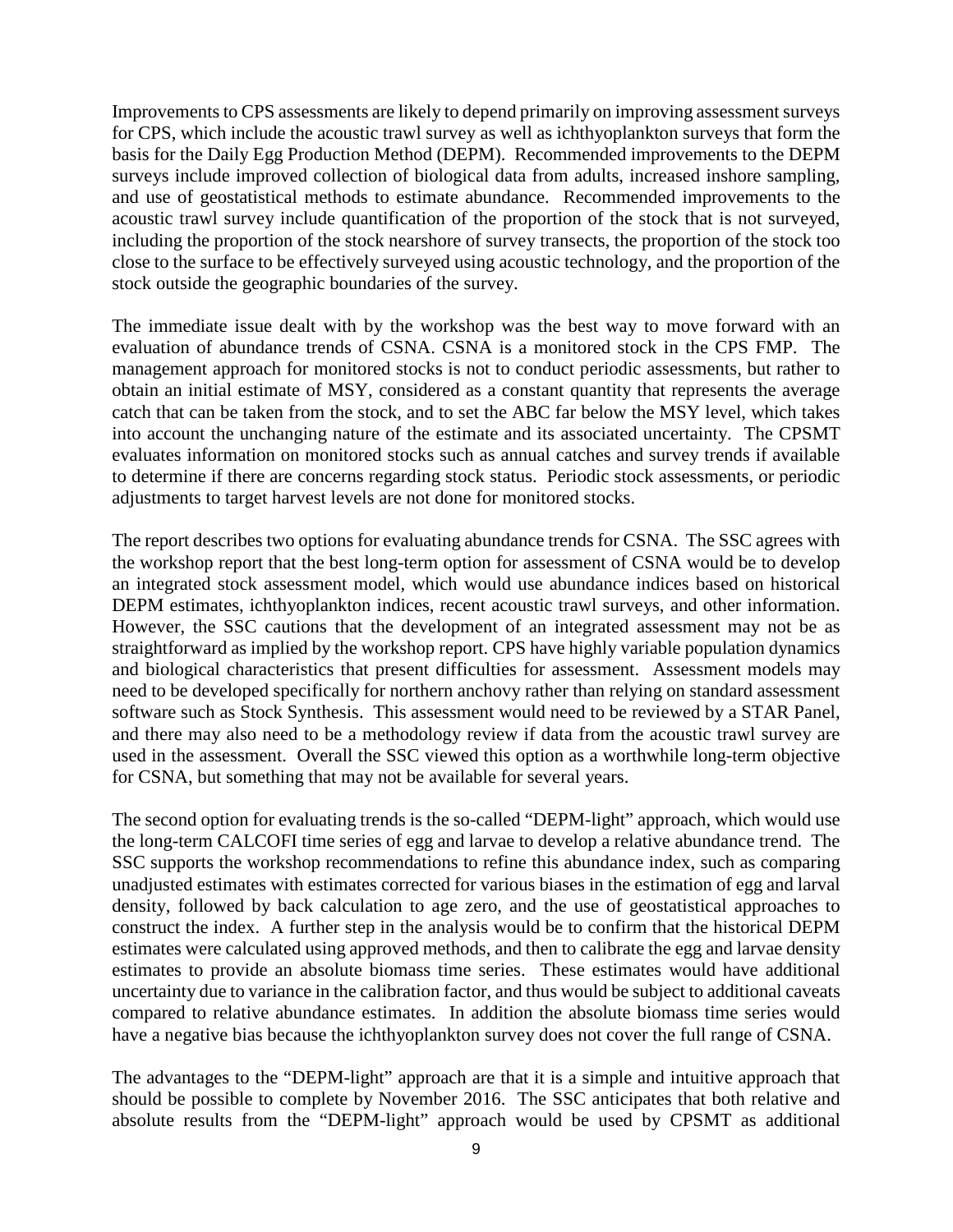Improvements to CPS assessments are likely to depend primarily on improving assessment surveys for CPS, which include the acoustic trawl survey as well as ichthyoplankton surveys that form the basis for the Daily Egg Production Method (DEPM). Recommended improvements to the DEPM surveys include improved collection of biological data from adults, increased inshore sampling, and use of geostatistical methods to estimate abundance. Recommended improvements to the acoustic trawl survey include quantification of the proportion of the stock that is not surveyed, including the proportion of the stock nearshore of survey transects, the proportion of the stock too close to the surface to be effectively surveyed using acoustic technology, and the proportion of the stock outside the geographic boundaries of the survey.

The immediate issue dealt with by the workshop was the best way to move forward with an evaluation of abundance trends of CSNA. CSNA is a monitored stock in the CPS FMP. The management approach for monitored stocks is not to conduct periodic assessments, but rather to obtain an initial estimate of MSY, considered as a constant quantity that represents the average catch that can be taken from the stock, and to set the ABC far below the MSY level, which takes into account the unchanging nature of the estimate and its associated uncertainty. The CPSMT evaluates information on monitored stocks such as annual catches and survey trends if available to determine if there are concerns regarding stock status. Periodic stock assessments, or periodic adjustments to target harvest levels are not done for monitored stocks.

The report describes two options for evaluating abundance trends for CSNA. The SSC agrees with the workshop report that the best long-term option for assessment of CSNA would be to develop an integrated stock assessment model, which would use abundance indices based on historical DEPM estimates, ichthyoplankton indices, recent acoustic trawl surveys, and other information. However, the SSC cautions that the development of an integrated assessment may not be as straightforward as implied by the workshop report. CPS have highly variable population dynamics and biological characteristics that present difficulties for assessment. Assessment models may need to be developed specifically for northern anchovy rather than relying on standard assessment software such as Stock Synthesis. This assessment would need to be reviewed by a STAR Panel, and there may also need to be a methodology review if data from the acoustic trawl survey are used in the assessment. Overall the SSC viewed this option as a worthwhile long-term objective for CSNA, but something that may not be available for several years.

The second option for evaluating trends is the so-called "DEPM-light" approach, which would use the long-term CALCOFI time series of egg and larvae to develop a relative abundance trend. The SSC supports the workshop recommendations to refine this abundance index, such as comparing unadjusted estimates with estimates corrected for various biases in the estimation of egg and larval density, followed by back calculation to age zero, and the use of geostatistical approaches to construct the index. A further step in the analysis would be to confirm that the historical DEPM estimates were calculated using approved methods, and then to calibrate the egg and larvae density estimates to provide an absolute biomass time series. These estimates would have additional uncertainty due to variance in the calibration factor, and thus would be subject to additional caveats compared to relative abundance estimates. In addition the absolute biomass time series would have a negative bias because the ichthyoplankton survey does not cover the full range of CSNA.

The advantages to the "DEPM-light" approach are that it is a simple and intuitive approach that should be possible to complete by November 2016. The SSC anticipates that both relative and absolute results from the "DEPM-light" approach would be used by CPSMT as additional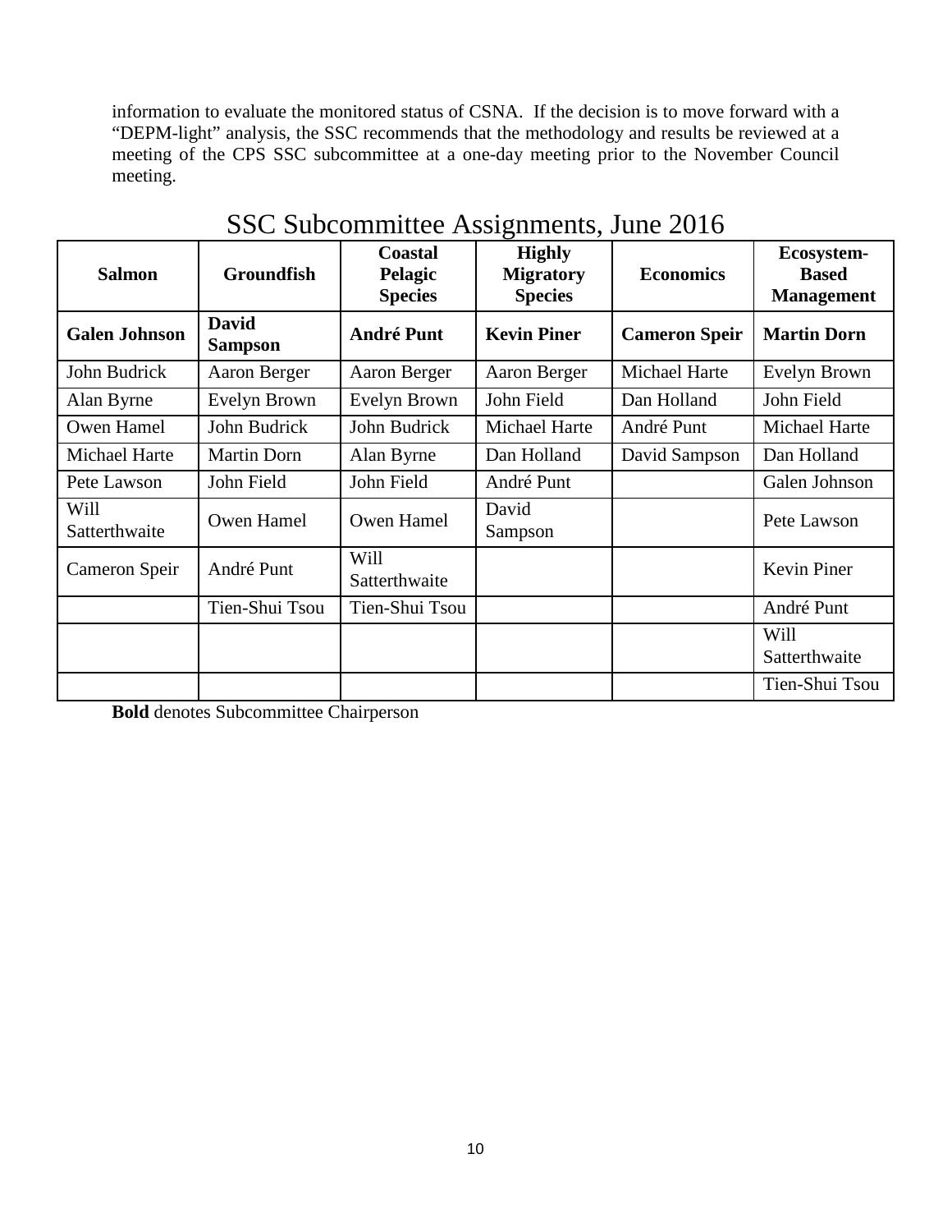information to evaluate the monitored status of CSNA. If the decision is to move forward with a "DEPM-light" analysis, the SSC recommends that the methodology and results be reviewed at a meeting of the CPS SSC subcommittee at a one-day meeting prior to the November Council meeting.

## SSC Subcommittee Assignments, June 2016

| Salmon | Groundfish | Coastal Pelagic Species | Highly Migratory Species | Economics | Ecosystem-Based Management |
|---|---|---|---|---|---|
| **Galen Johnson** | **David Sampson** | **André Punt** | **Kevin Piner** | **Cameron Speir** | **Martin Dorn** |
| John Budrick | Aaron Berger | Aaron Berger | Aaron Berger | Michael Harte | Evelyn Brown |
| Alan Byrne | Evelyn Brown | Evelyn Brown | John Field | Dan Holland | John Field |
| Owen Hamel | John Budrick | John Budrick | Michael Harte | André Punt | Michael Harte |
| Michael Harte | Martin Dorn | Alan Byrne | Dan Holland | David Sampson | Dan Holland |
| Pete Lawson | John Field | John Field | André Punt | | Galen Johnson |
| Will Satterthwaite | Owen Hamel | Owen Hamel | David Sampson | | Pete Lawson |
| Cameron Speir | André Punt | Will Satterthwaite | | | Kevin Piner |
| | Tien-Shui Tsou | Tien-Shui Tsou | | | André Punt |
| | | | | | Will Satterthwaite |
| | | | | | Tien-Shui Tsou |

**Bold** denotes Subcommittee Chairperson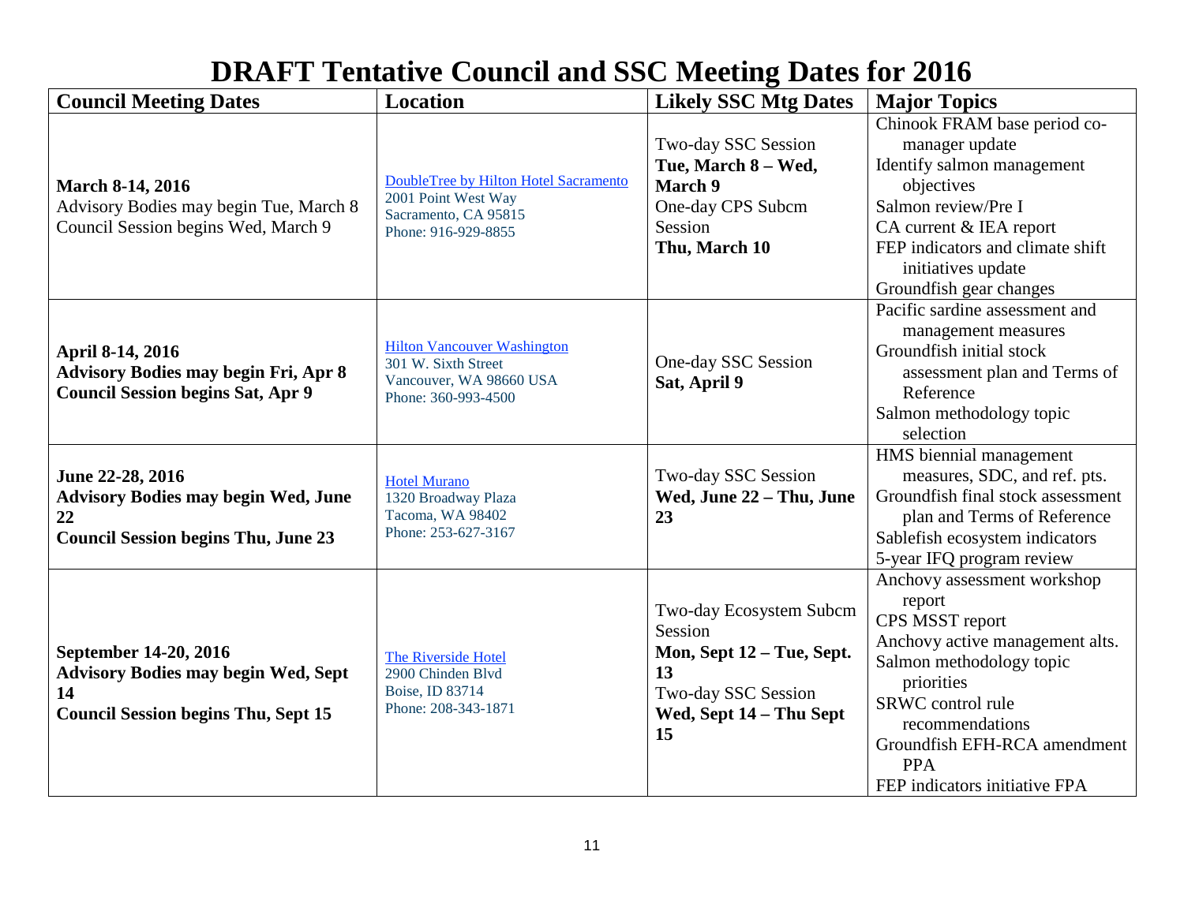# DRAFT Tentative Council and SSC Meeting Dates for 2016

| Council Meeting Dates | Location | Likely SSC Mtg Dates | Major Topics |
|---|---|---|---|
| **March 8-14, 2016**<br>Advisory Bodies may begin Tue, March 8<br>Council Session begins Wed, March 9 | DoubleTree by Hilton Hotel Sacramento<br>2001 Point West Way<br>Sacramento, CA 95815<br>Phone: 916-929-8855 | Two-day SSC Session<br>**Tue, March 8 – Wed, March 9**<br>One-day CPS Subcm Session<br>**Thu, March 10** | Chinook FRAM base period co-manager update<br>Identify salmon management objectives<br>Salmon review/Pre I<br>CA current & IEA report<br>FEP indicators and climate shift initiatives update<br>Groundfish gear changes |
| **April 8-14, 2016**<br>**Advisory Bodies may begin Fri, Apr 8**<br>**Council Session begins Sat, Apr 9** | Hilton Vancouver Washington<br>301 W. Sixth Street<br>Vancouver, WA 98660 USA<br>Phone: 360-993-4500 | One-day SSC Session<br>**Sat, April 9** | Pacific sardine assessment and management measures<br>Groundfish initial stock assessment plan and Terms of Reference<br>Salmon methodology topic selection |
| **June 22-28, 2016**<br>**Advisory Bodies may begin Wed, June 22**<br>**Council Session begins Thu, June 23** | Hotel Murano<br>1320 Broadway Plaza<br>Tacoma, WA 98402<br>Phone: 253-627-3167 | Two-day SSC Session<br>**Wed, June 22 – Thu, June 23** | HMS biennial management measures, SDC, and ref. pts.<br>Groundfish final stock assessment plan and Terms of Reference<br>Sablefish ecosystem indicators<br>5-year IFQ program review |
| **September 14-20, 2016**<br>**Advisory Bodies may begin Wed, Sept 14**<br>**Council Session begins Thu, Sept 15** | The Riverside Hotel<br>2900 Chinden Blvd<br>Boise, ID 83714<br>Phone: 208-343-1871 | Two-day Ecosystem Subcm Session<br>**Mon, Sept 12 – Tue, Sept. 13**<br>Two-day SSC Session<br>**Wed, Sept 14 – Thu Sept 15** | Anchovy assessment workshop report<br>CPS MSST report<br>Anchovy active management alts.<br>Salmon methodology topic priorities<br>SRWC control rule recommendations<br>Groundfish EFH-RCA amendment PPA<br>FEP indicators initiative FPA |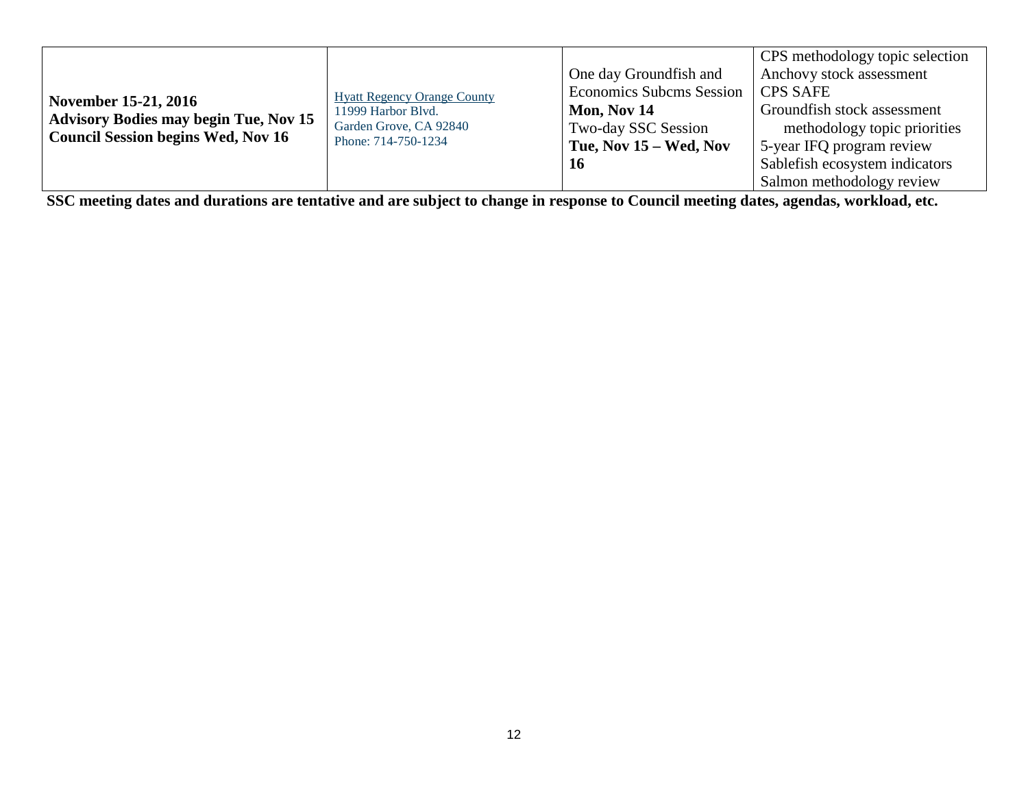| | | | |
|---|---|---|---|
| **November 15-21, 2016**<br>**Advisory Bodies may begin Tue, Nov 15**<br>**Council Session begins Wed, Nov 16** | Hyatt Regency Orange County<br>11999 Harbor Blvd.<br>Garden Grove, CA 92840<br>Phone: 714-750-1234 | One day Groundfish and Economics Subcms Session<br>**Mon, Nov 14**<br>Two-day SSC Session<br>**Tue, Nov 15 – Wed, Nov 16** | CPS methodology topic selection<br>Anchovy stock assessment<br>CPS SAFE<br>Groundfish stock assessment methodology topic priorities<br>5-year IFQ program review<br>Sablefish ecosystem indicators<br>Salmon methodology review |

**SSC meeting dates and durations are tentative and are subject to change in response to Council meeting dates, agendas, workload, etc.**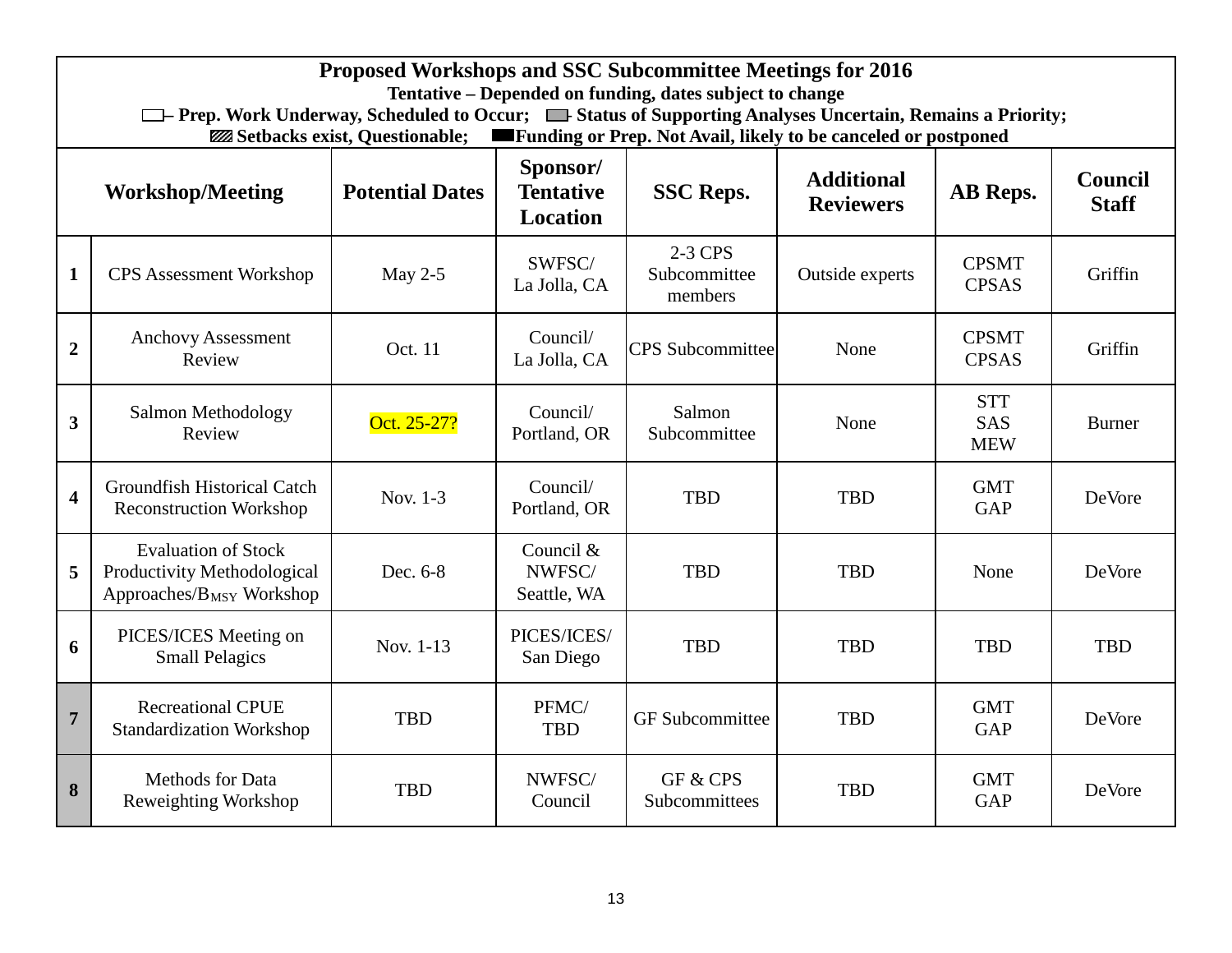| Proposed Workshops and SSC Subcommittee Meetings for 2016 | | | | | | | |
|---|---|---|---|---|---|---|---|
| Tentative – Depended on funding, dates subject to change | | | | | | | |
| ☐– Prep. Work Underway, Scheduled to Occur; ▬ Status of Supporting Analyses Uncertain, Remains a Priority; ▨ Setbacks exist, Questionable; ■ Funding or Prep. Not Avail, likely to be canceled or postponed | | | | | | | |
| | **Workshop/Meeting** | **Potential Dates** | **Sponsor/ Tentative Location** | **SSC Reps.** | **Additional Reviewers** | **AB Reps.** | **Council Staff** |
| **1** | CPS Assessment Workshop | May 2-5 | SWFSC/ La Jolla, CA | 2-3 CPS Subcommittee members | Outside experts | CPSMT CPSAS | Griffin |
| **2** | Anchovy Assessment Review | Oct. 11 | Council/ La Jolla, CA | CPS Subcommittee | None | CPSMT CPSAS | Griffin |
| **3** | Salmon Methodology Review | Oct. 25-27? | Council/ Portland, OR | Salmon Subcommittee | None | STT SAS MEW | Burner |
| **4** | Groundfish Historical Catch Reconstruction Workshop | Nov. 1-3 | Council/ Portland, OR | TBD | TBD | GMT GAP | DeVore |
| **5** | Evaluation of Stock Productivity Methodological Approaches/$B_{MSY}$ Workshop | Dec. 6-8 | Council & NWFSC/ Seattle, WA | TBD | TBD | None | DeVore |
| **6** | PICES/ICES Meeting on Small Pelagics | Nov. 1-13 | PICES/ICES/ San Diego | TBD | TBD | TBD | TBD |
| **7** | Recreational CPUE Standardization Workshop | TBD | PFMC/ TBD | GF Subcommittee | TBD | GMT GAP | DeVore |
| **8** | Methods for Data Reweighting Workshop | TBD | NWFSC/ Council | GF & CPS Subcommittees | TBD | GMT GAP | DeVore |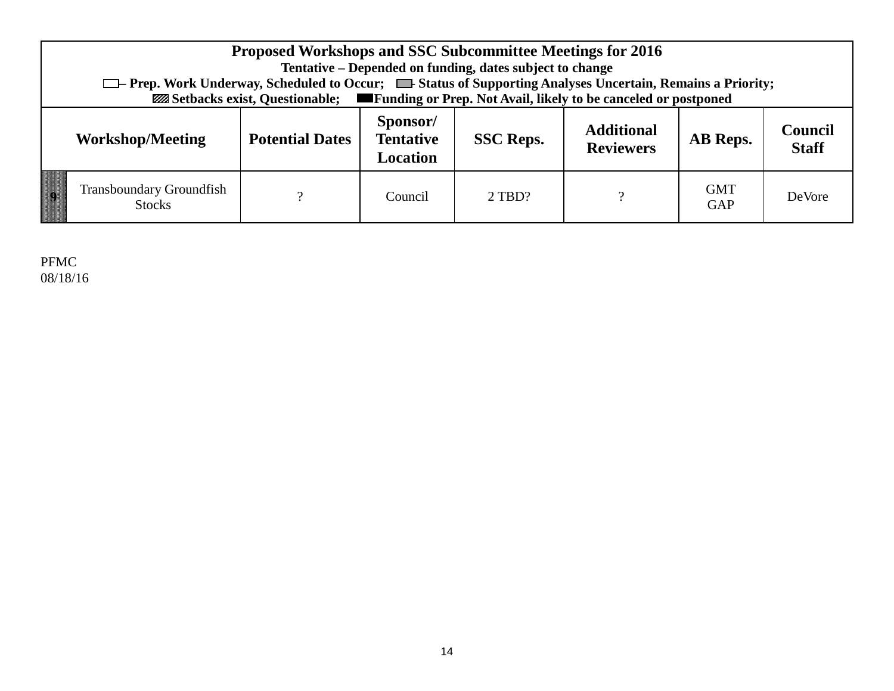| Proposed Workshops and SSC Subcommittee Meetings for 2016<br>Tentative – Depended on funding, dates subject to change<br>– Prep. Work Underway, Scheduled to Occur; - Status of Supporting Analyses Uncertain, Remains a Priority;<br>Setbacks exist, Questionable; Funding or Prep. Not Avail, likely to be canceled or postponed | | | | | | | |
|---|---|---|---|---|---|---|---|
| Workshop/Meeting | | Potential Dates | Sponsor/ Tentative Location | SSC Reps. | Additional Reviewers | AB Reps. | Council Staff |
| 9 | Transboundary Groundfish Stocks | ? | Council | 2 TBD? | ? | GMT GAP | DeVore |

PFMC
08/18/16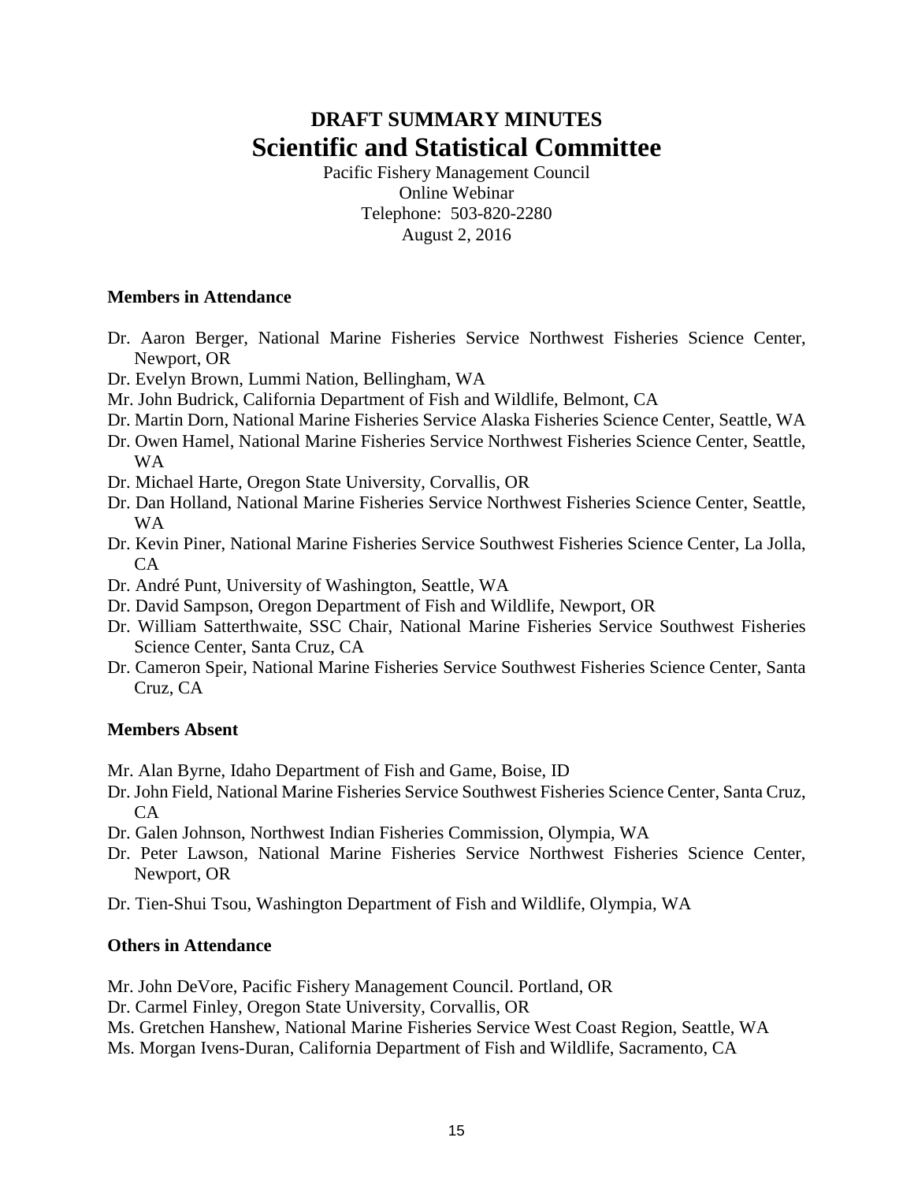# DRAFT SUMMARY MINUTES

# Scientific and Statistical Committee

Pacific Fishery Management Council
Online Webinar
Telephone: 503-820-2280
August 2, 2016

### Members in Attendance

- Dr. Aaron Berger, National Marine Fisheries Service Northwest Fisheries Science Center, Newport, OR
- Dr. Evelyn Brown, Lummi Nation, Bellingham, WA
- Mr. John Budrick, California Department of Fish and Wildlife, Belmont, CA
- Dr. Martin Dorn, National Marine Fisheries Service Alaska Fisheries Science Center, Seattle, WA
- Dr. Owen Hamel, National Marine Fisheries Service Northwest Fisheries Science Center, Seattle, WA
- Dr. Michael Harte, Oregon State University, Corvallis, OR
- Dr. Dan Holland, National Marine Fisheries Service Northwest Fisheries Science Center, Seattle, WA
- Dr. Kevin Piner, National Marine Fisheries Service Southwest Fisheries Science Center, La Jolla, CA
- Dr. André Punt, University of Washington, Seattle, WA
- Dr. David Sampson, Oregon Department of Fish and Wildlife, Newport, OR
- Dr. William Satterthwaite, SSC Chair, National Marine Fisheries Service Southwest Fisheries Science Center, Santa Cruz, CA
- Dr. Cameron Speir, National Marine Fisheries Service Southwest Fisheries Science Center, Santa Cruz, CA

### Members Absent

- Mr. Alan Byrne, Idaho Department of Fish and Game, Boise, ID
- Dr. John Field, National Marine Fisheries Service Southwest Fisheries Science Center, Santa Cruz, CA
- Dr. Galen Johnson, Northwest Indian Fisheries Commission, Olympia, WA
- Dr. Peter Lawson, National Marine Fisheries Service Northwest Fisheries Science Center, Newport, OR
- Dr. Tien-Shui Tsou, Washington Department of Fish and Wildlife, Olympia, WA

### Others in Attendance

- Mr. John DeVore, Pacific Fishery Management Council. Portland, OR
- Dr. Carmel Finley, Oregon State University, Corvallis, OR
- Ms. Gretchen Hanshew, National Marine Fisheries Service West Coast Region, Seattle, WA
- Ms. Morgan Ivens-Duran, California Department of Fish and Wildlife, Sacramento, CA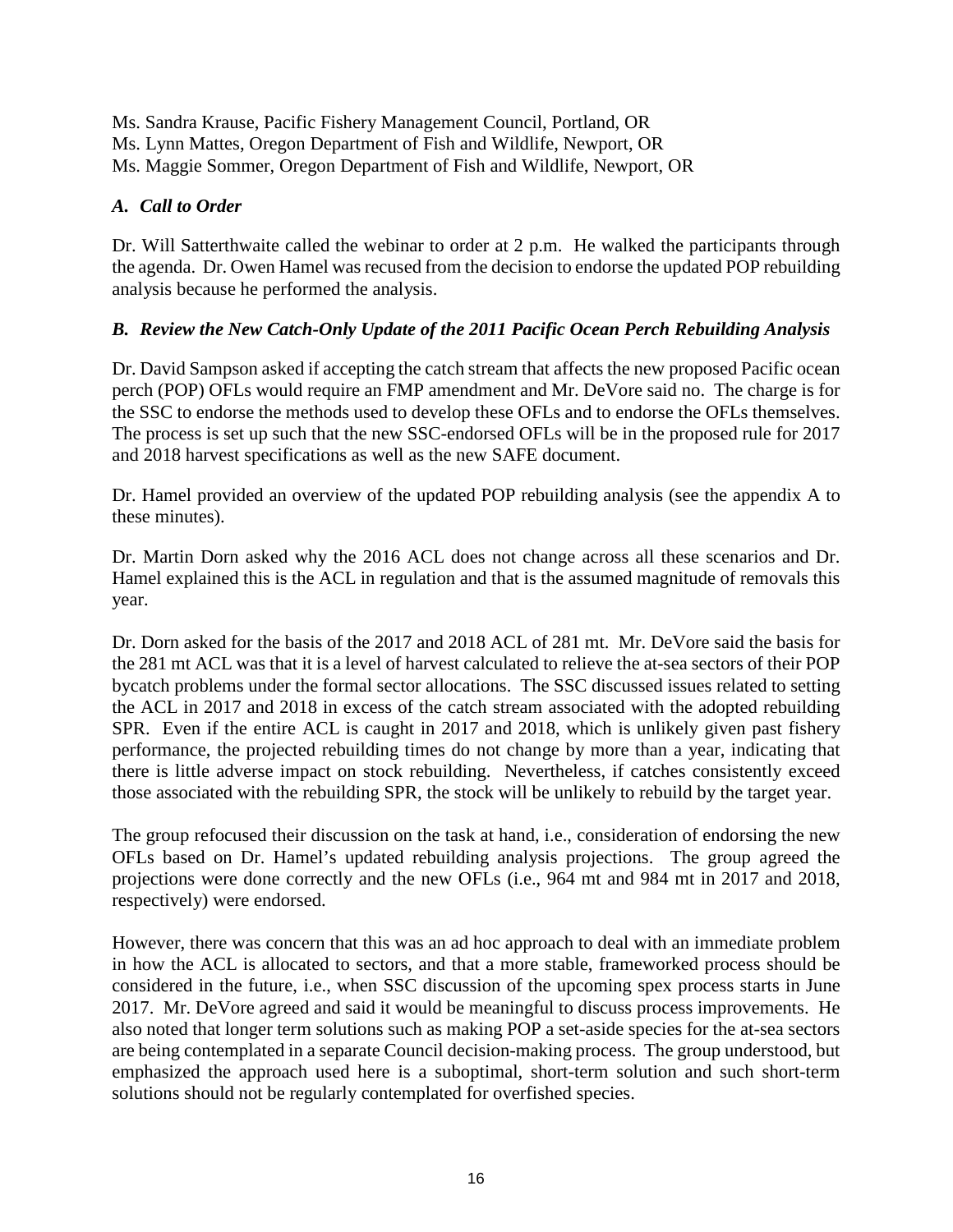Ms. Sandra Krause, Pacific Fishery Management Council, Portland, OR
Ms. Lynn Mattes, Oregon Department of Fish and Wildlife, Newport, OR
Ms. Maggie Sommer, Oregon Department of Fish and Wildlife, Newport, OR

### *A. Call to Order*

Dr. Will Satterthwaite called the webinar to order at 2 p.m. He walked the participants through the agenda. Dr. Owen Hamel was recused from the decision to endorse the updated POP rebuilding analysis because he performed the analysis.

### *B. Review the New Catch-Only Update of the 2011 Pacific Ocean Perch Rebuilding Analysis*

Dr. David Sampson asked if accepting the catch stream that affects the new proposed Pacific ocean perch (POP) OFLs would require an FMP amendment and Mr. DeVore said no. The charge is for the SSC to endorse the methods used to develop these OFLs and to endorse the OFLs themselves. The process is set up such that the new SSC-endorsed OFLs will be in the proposed rule for 2017 and 2018 harvest specifications as well as the new SAFE document.

Dr. Hamel provided an overview of the updated POP rebuilding analysis (see the appendix A to these minutes).

Dr. Martin Dorn asked why the 2016 ACL does not change across all these scenarios and Dr. Hamel explained this is the ACL in regulation and that is the assumed magnitude of removals this year.

Dr. Dorn asked for the basis of the 2017 and 2018 ACL of 281 mt. Mr. DeVore said the basis for the 281 mt ACL was that it is a level of harvest calculated to relieve the at-sea sectors of their POP bycatch problems under the formal sector allocations. The SSC discussed issues related to setting the ACL in 2017 and 2018 in excess of the catch stream associated with the adopted rebuilding SPR. Even if the entire ACL is caught in 2017 and 2018, which is unlikely given past fishery performance, the projected rebuilding times do not change by more than a year, indicating that there is little adverse impact on stock rebuilding. Nevertheless, if catches consistently exceed those associated with the rebuilding SPR, the stock will be unlikely to rebuild by the target year.

The group refocused their discussion on the task at hand, i.e., consideration of endorsing the new OFLs based on Dr. Hamel's updated rebuilding analysis projections. The group agreed the projections were done correctly and the new OFLs (i.e., 964 mt and 984 mt in 2017 and 2018, respectively) were endorsed.

However, there was concern that this was an ad hoc approach to deal with an immediate problem in how the ACL is allocated to sectors, and that a more stable, frameworked process should be considered in the future, i.e., when SSC discussion of the upcoming spex process starts in June 2017. Mr. DeVore agreed and said it would be meaningful to discuss process improvements. He also noted that longer term solutions such as making POP a set-aside species for the at-sea sectors are being contemplated in a separate Council decision-making process. The group understood, but emphasized the approach used here is a suboptimal, short-term solution and such short-term solutions should not be regularly contemplated for overfished species.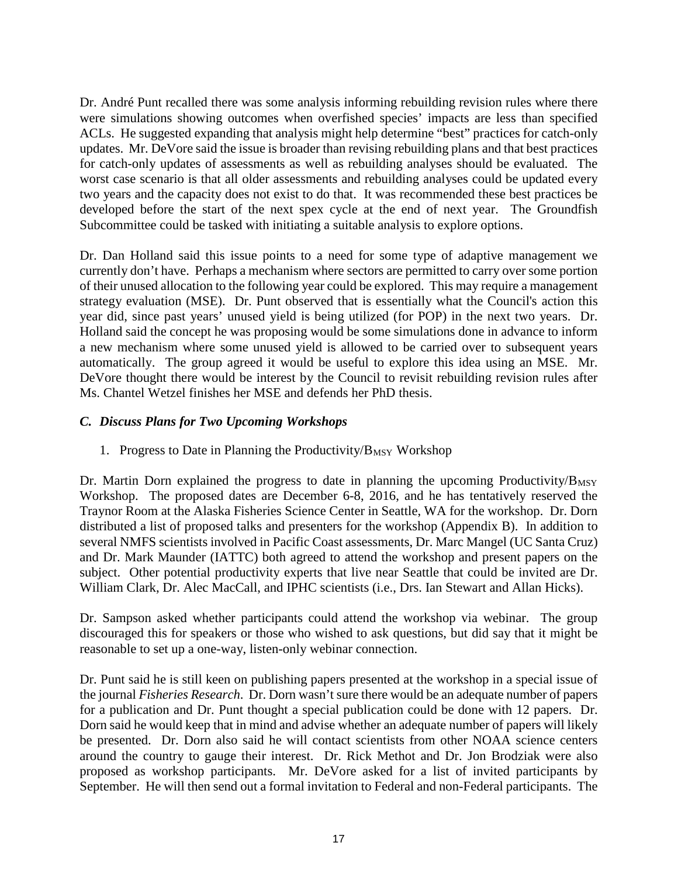Dr. André Punt recalled there was some analysis informing rebuilding revision rules where there were simulations showing outcomes when overfished species' impacts are less than specified ACLs. He suggested expanding that analysis might help determine "best" practices for catch-only updates. Mr. DeVore said the issue is broader than revising rebuilding plans and that best practices for catch-only updates of assessments as well as rebuilding analyses should be evaluated. The worst case scenario is that all older assessments and rebuilding analyses could be updated every two years and the capacity does not exist to do that. It was recommended these best practices be developed before the start of the next spex cycle at the end of next year. The Groundfish Subcommittee could be tasked with initiating a suitable analysis to explore options.

Dr. Dan Holland said this issue points to a need for some type of adaptive management we currently don't have. Perhaps a mechanism where sectors are permitted to carry over some portion of their unused allocation to the following year could be explored. This may require a management strategy evaluation (MSE). Dr. Punt observed that is essentially what the Council's action this year did, since past years' unused yield is being utilized (for POP) in the next two years. Dr. Holland said the concept he was proposing would be some simulations done in advance to inform a new mechanism where some unused yield is allowed to be carried over to subsequent years automatically. The group agreed it would be useful to explore this idea using an MSE. Mr. DeVore thought there would be interest by the Council to revisit rebuilding revision rules after Ms. Chantel Wetzel finishes her MSE and defends her PhD thesis.

### *C. Discuss Plans for Two Upcoming Workshops*

1. Progress to Date in Planning the Productivity/$B_{MSY}$ Workshop

Dr. Martin Dorn explained the progress to date in planning the upcoming Productivity/$B_{MSY}$ Workshop. The proposed dates are December 6-8, 2016, and he has tentatively reserved the Traynor Room at the Alaska Fisheries Science Center in Seattle, WA for the workshop. Dr. Dorn distributed a list of proposed talks and presenters for the workshop (Appendix B). In addition to several NMFS scientists involved in Pacific Coast assessments, Dr. Marc Mangel (UC Santa Cruz) and Dr. Mark Maunder (IATTC) both agreed to attend the workshop and present papers on the subject. Other potential productivity experts that live near Seattle that could be invited are Dr. William Clark, Dr. Alec MacCall, and IPHC scientists (i.e., Drs. Ian Stewart and Allan Hicks).

Dr. Sampson asked whether participants could attend the workshop via webinar. The group discouraged this for speakers or those who wished to ask questions, but did say that it might be reasonable to set up a one-way, listen-only webinar connection.

Dr. Punt said he is still keen on publishing papers presented at the workshop in a special issue of the journal *Fisheries Research*. Dr. Dorn wasn't sure there would be an adequate number of papers for a publication and Dr. Punt thought a special publication could be done with 12 papers. Dr. Dorn said he would keep that in mind and advise whether an adequate number of papers will likely be presented. Dr. Dorn also said he will contact scientists from other NOAA science centers around the country to gauge their interest. Dr. Rick Methot and Dr. Jon Brodziak were also proposed as workshop participants. Mr. DeVore asked for a list of invited participants by September. He will then send out a formal invitation to Federal and non-Federal participants. The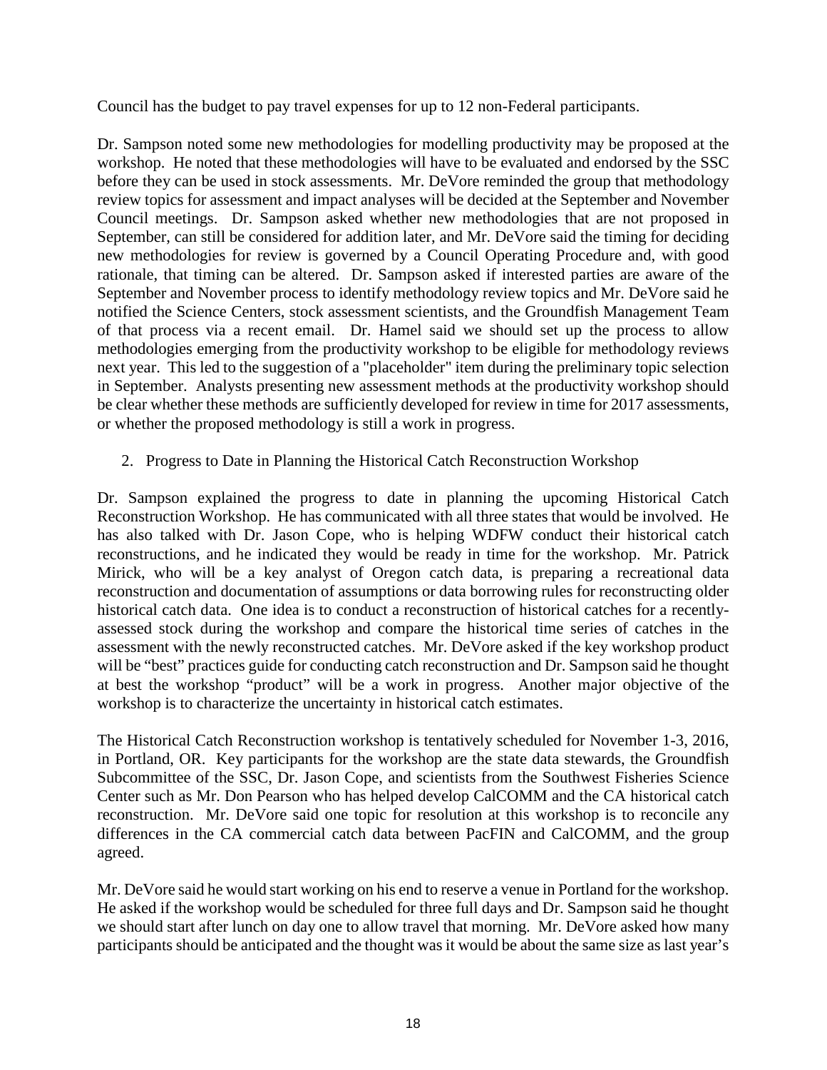Council has the budget to pay travel expenses for up to 12 non-Federal participants.

Dr. Sampson noted some new methodologies for modelling productivity may be proposed at the workshop. He noted that these methodologies will have to be evaluated and endorsed by the SSC before they can be used in stock assessments. Mr. DeVore reminded the group that methodology review topics for assessment and impact analyses will be decided at the September and November Council meetings. Dr. Sampson asked whether new methodologies that are not proposed in September, can still be considered for addition later, and Mr. DeVore said the timing for deciding new methodologies for review is governed by a Council Operating Procedure and, with good rationale, that timing can be altered. Dr. Sampson asked if interested parties are aware of the September and November process to identify methodology review topics and Mr. DeVore said he notified the Science Centers, stock assessment scientists, and the Groundfish Management Team of that process via a recent email. Dr. Hamel said we should set up the process to allow methodologies emerging from the productivity workshop to be eligible for methodology reviews next year. This led to the suggestion of a "placeholder" item during the preliminary topic selection in September. Analysts presenting new assessment methods at the productivity workshop should be clear whether these methods are sufficiently developed for review in time for 2017 assessments, or whether the proposed methodology is still a work in progress.

2. Progress to Date in Planning the Historical Catch Reconstruction Workshop

Dr. Sampson explained the progress to date in planning the upcoming Historical Catch Reconstruction Workshop. He has communicated with all three states that would be involved. He has also talked with Dr. Jason Cope, who is helping WDFW conduct their historical catch reconstructions, and he indicated they would be ready in time for the workshop. Mr. Patrick Mirick, who will be a key analyst of Oregon catch data, is preparing a recreational data reconstruction and documentation of assumptions or data borrowing rules for reconstructing older historical catch data. One idea is to conduct a reconstruction of historical catches for a recently-assessed stock during the workshop and compare the historical time series of catches in the assessment with the newly reconstructed catches. Mr. DeVore asked if the key workshop product will be "best" practices guide for conducting catch reconstruction and Dr. Sampson said he thought at best the workshop "product" will be a work in progress. Another major objective of the workshop is to characterize the uncertainty in historical catch estimates.

The Historical Catch Reconstruction workshop is tentatively scheduled for November 1-3, 2016, in Portland, OR. Key participants for the workshop are the state data stewards, the Groundfish Subcommittee of the SSC, Dr. Jason Cope, and scientists from the Southwest Fisheries Science Center such as Mr. Don Pearson who has helped develop CalCOMM and the CA historical catch reconstruction. Mr. DeVore said one topic for resolution at this workshop is to reconcile any differences in the CA commercial catch data between PacFIN and CalCOMM, and the group agreed.

Mr. DeVore said he would start working on his end to reserve a venue in Portland for the workshop. He asked if the workshop would be scheduled for three full days and Dr. Sampson said he thought we should start after lunch on day one to allow travel that morning. Mr. DeVore asked how many participants should be anticipated and the thought was it would be about the same size as last year's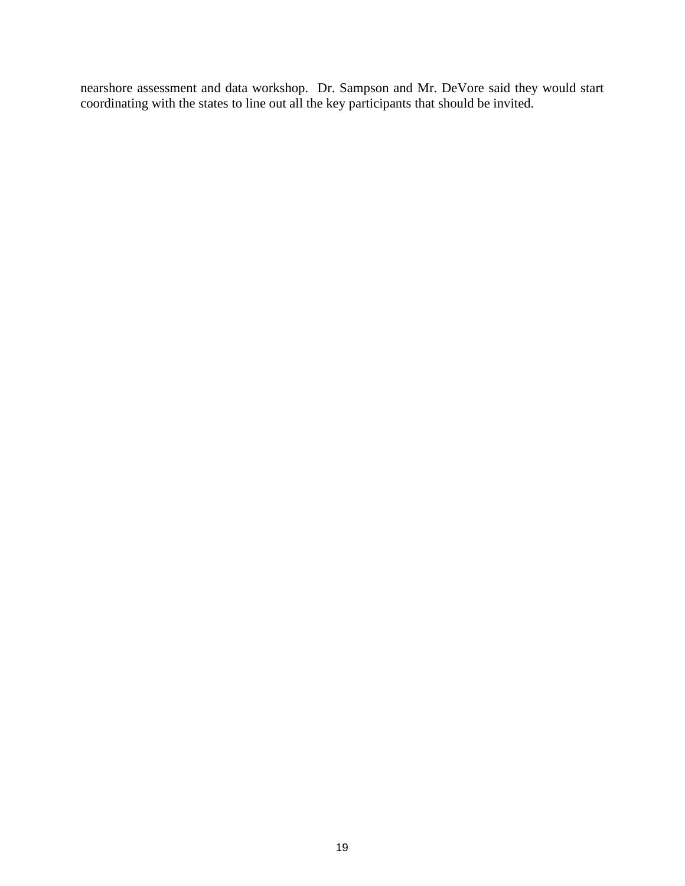nearshore assessment and data workshop. Dr. Sampson and Mr. DeVore said they would start coordinating with the states to line out all the key participants that should be invited.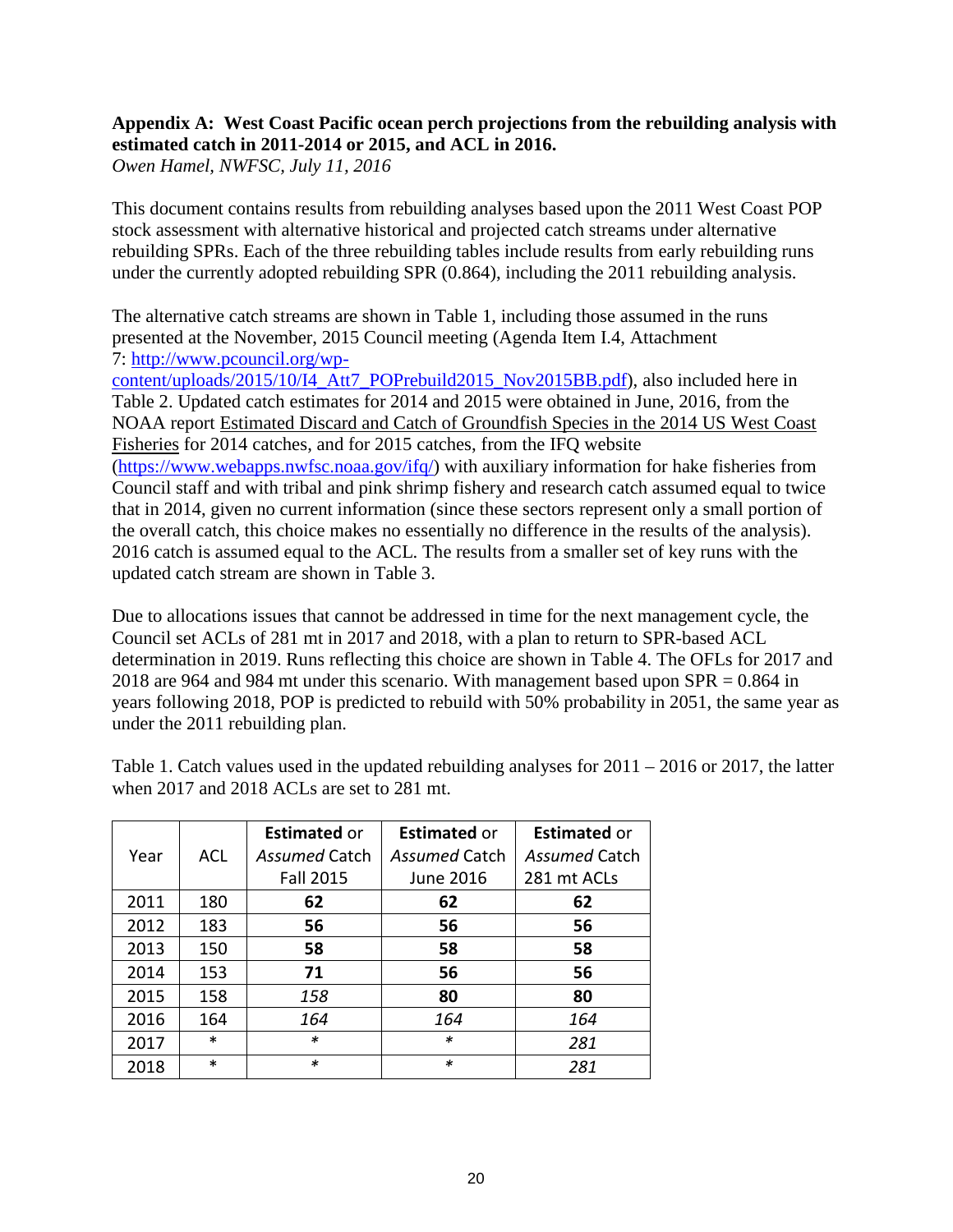**Appendix A: West Coast Pacific ocean perch projections from the rebuilding analysis with estimated catch in 2011-2014 or 2015, and ACL in 2016.**

*Owen Hamel, NWFSC, July 11, 2016*

This document contains results from rebuilding analyses based upon the 2011 West Coast POP stock assessment with alternative historical and projected catch streams under alternative rebuilding SPRs. Each of the three rebuilding tables include results from early rebuilding runs under the currently adopted rebuilding SPR (0.864), including the 2011 rebuilding analysis.

The alternative catch streams are shown in Table 1, including those assumed in the runs presented at the November, 2015 Council meeting (Agenda Item I.4, Attachment 7: [http://www.pcouncil.org/wp-content/uploads/2015/10/I4_Att7_POPrebuild2015_Nov2015BB.pdf](http://www.pcouncil.org/wp-content/uploads/2015/10/I4_Att7_POPrebuild2015_Nov2015BB.pdf)), also included here in Table 2. Updated catch estimates for 2014 and 2015 were obtained in June, 2016, from the NOAA report Estimated Discard and Catch of Groundfish Species in the 2014 US West Coast Fisheries for 2014 catches, and for 2015 catches, from the IFQ website ([https://www.webapps.nwfsc.noaa.gov/ifq/](https://www.webapps.nwfsc.noaa.gov/ifq/)) with auxiliary information for hake fisheries from Council staff and with tribal and pink shrimp fishery and research catch assumed equal to twice that in 2014, given no current information (since these sectors represent only a small portion of the overall catch, this choice makes no essentially no difference in the results of the analysis). 2016 catch is assumed equal to the ACL. The results from a smaller set of key runs with the updated catch stream are shown in Table 3.

Due to allocations issues that cannot be addressed in time for the next management cycle, the Council set ACLs of 281 mt in 2017 and 2018, with a plan to return to SPR-based ACL determination in 2019. Runs reflecting this choice are shown in Table 4. The OFLs for 2017 and 2018 are 964 and 984 mt under this scenario. With management based upon SPR = 0.864 in years following 2018, POP is predicted to rebuild with 50% probability in 2051, the same year as under the 2011 rebuilding plan.

Table 1. Catch values used in the updated rebuilding analyses for 2011 – 2016 or 2017, the latter when 2017 and 2018 ACLs are set to 281 mt.

| Year | ACL | **Estimated** or *Assumed* Catch Fall 2015 | **Estimated** or *Assumed* Catch June 2016 | **Estimated** or *Assumed* Catch 281 mt ACLs |
|---|---|---|---|---|
| 2011 | 180 | **62** | **62** | **62** |
| 2012 | 183 | **56** | **56** | **56** |
| 2013 | 150 | **58** | **58** | **58** |
| 2014 | 153 | **71** | **56** | **56** |
| 2015 | 158 | *158* | **80** | **80** |
| 2016 | 164 | *164* | *164* | *164* |
| 2017 | * | * | * | *281* |
| 2018 | * | * | * | *281* |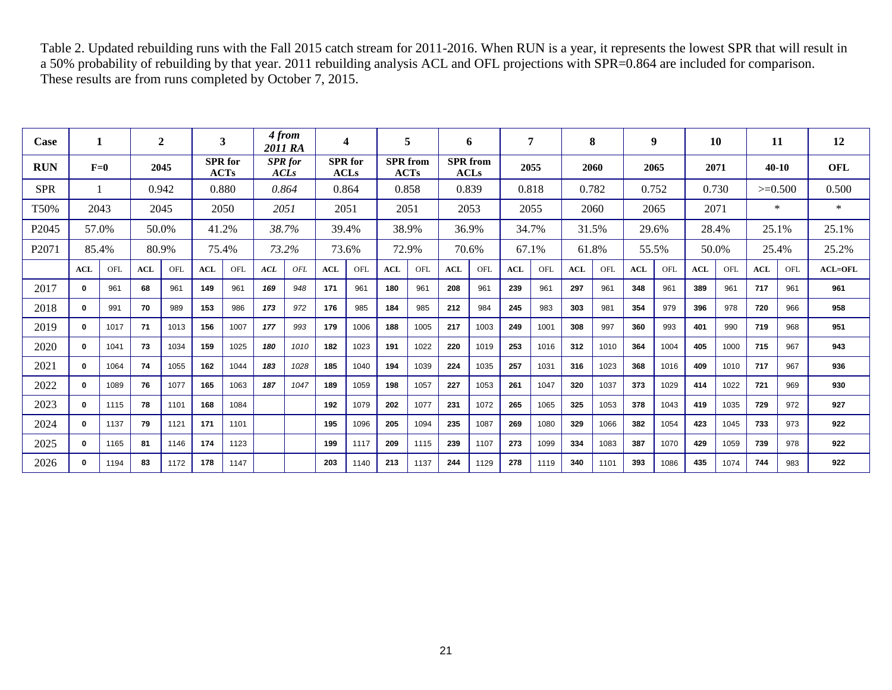Table 2. Updated rebuilding runs with the Fall 2015 catch stream for 2011-2016. When RUN is a year, it represents the lowest SPR that will result in a 50% probability of rebuilding by that year. 2011 rebuilding analysis ACL and OFL projections with SPR=0.864 are included for comparison. These results are from runs completed by October 7, 2015.

| Case | 1 | | 2 | | 3 | | *4 from 2011 RA* | | 4 | | 5 | | 6 | | 7 | | 8 | | 9 | | 10 | | 11 | | 12 |
|---|---|---|---|---|---|---|---|---|---|---|---|---|---|---|---|---|---|---|---|---|---|---|---|---|---|
| **RUN** | **F=0** | | **2045** | | **SPR for ACTs** | | ***SPR for ACLs*** | | **SPR for ACLs** | | **SPR from ACTs** | | **SPR from ACLs** | | **2055** | | **2060** | | **2065** | | **2071** | | **40-10** | | **OFL** |
| SPR | 1 | | 0.942 | | 0.880 | | *0.864* | | 0.864 | | 0.858 | | 0.839 | | 0.818 | | 0.782 | | 0.752 | | 0.730 | | >=0.500 | | 0.500 |
| T50% | 2043 | | 2045 | | 2050 | | *2051* | | 2051 | | 2051 | | 2053 | | 2055 | | 2060 | | 2065 | | 2071 | | * | | * |
| P2045 | 57.0% | | 50.0% | | 41.2% | | *38.7%* | | 39.4% | | 38.9% | | 36.9% | | 34.7% | | 31.5% | | 29.6% | | 28.4% | | 25.1% | | 25.1% |
| P2071 | 85.4% | | 80.9% | | 75.4% | | *73.2%* | | 73.6% | | 72.9% | | 70.6% | | 67.1% | | 61.8% | | 55.5% | | 50.0% | | 25.4% | | 25.2% |
| | **ACL** | OFL | **ACL** | OFL | **ACL** | OFL | ***ACL*** | *OFL* | **ACL** | OFL | **ACL** | OFL | **ACL** | OFL | **ACL** | OFL | **ACL** | OFL | **ACL** | OFL | **ACL** | OFL | **ACL** | OFL | **ACL=OFL** |
| 2017 | **0** | 961 | **68** | 961 | **149** | 961 | ***169*** | *948* | **171** | 961 | **180** | 961 | **208** | 961 | **239** | 961 | **297** | 961 | **348** | 961 | **389** | 961 | **717** | 961 | **961** |
| 2018 | **0** | 991 | **70** | 989 | **153** | 986 | ***173*** | *972* | **176** | 985 | **184** | 985 | **212** | 984 | **245** | 983 | **303** | 981 | **354** | 979 | **396** | 978 | **720** | 966 | **958** |
| 2019 | **0** | 1017 | **71** | 1013 | **156** | 1007 | ***177*** | *993* | **179** | 1006 | **188** | 1005 | **217** | 1003 | **249** | 1001 | **308** | 997 | **360** | 993 | **401** | 990 | **719** | 968 | **951** |
| 2020 | **0** | 1041 | **73** | 1034 | **159** | 1025 | ***180*** | *1010* | **182** | 1023 | **191** | 1022 | **220** | 1019 | **253** | 1016 | **312** | 1010 | **364** | 1004 | **405** | 1000 | **715** | 967 | **943** |
| 2021 | **0** | 1064 | **74** | 1055 | **162** | 1044 | ***183*** | *1028* | **185** | 1040 | **194** | 1039 | **224** | 1035 | **257** | 1031 | **316** | 1023 | **368** | 1016 | **409** | 1010 | **717** | 967 | **936** |
| 2022 | **0** | 1089 | **76** | 1077 | **165** | 1063 | ***187*** | *1047* | **189** | 1059 | **198** | 1057 | **227** | 1053 | **261** | 1047 | **320** | 1037 | **373** | 1029 | **414** | 1022 | **721** | 969 | **930** |
| 2023 | **0** | 1115 | **78** | 1101 | **168** | 1084 | | | **192** | 1079 | **202** | 1077 | **231** | 1072 | **265** | 1065 | **325** | 1053 | **378** | 1043 | **419** | 1035 | **729** | 972 | **927** |
| 2024 | **0** | 1137 | **79** | 1121 | **171** | 1101 | | | **195** | 1096 | **205** | 1094 | **235** | 1087 | **269** | 1080 | **329** | 1066 | **382** | 1054 | **423** | 1045 | **733** | 973 | **922** |
| 2025 | **0** | 1165 | **81** | 1146 | **174** | 1123 | | | **199** | 1117 | **209** | 1115 | **239** | 1107 | **273** | 1099 | **334** | 1083 | **387** | 1070 | **429** | 1059 | **739** | 978 | **922** |
| 2026 | **0** | 1194 | **83** | 1172 | **178** | 1147 | | | **203** | 1140 | **213** | 1137 | **244** | 1129 | **278** | 1119 | **340** | 1101 | **393** | 1086 | **435** | 1074 | **744** | 983 | **922** |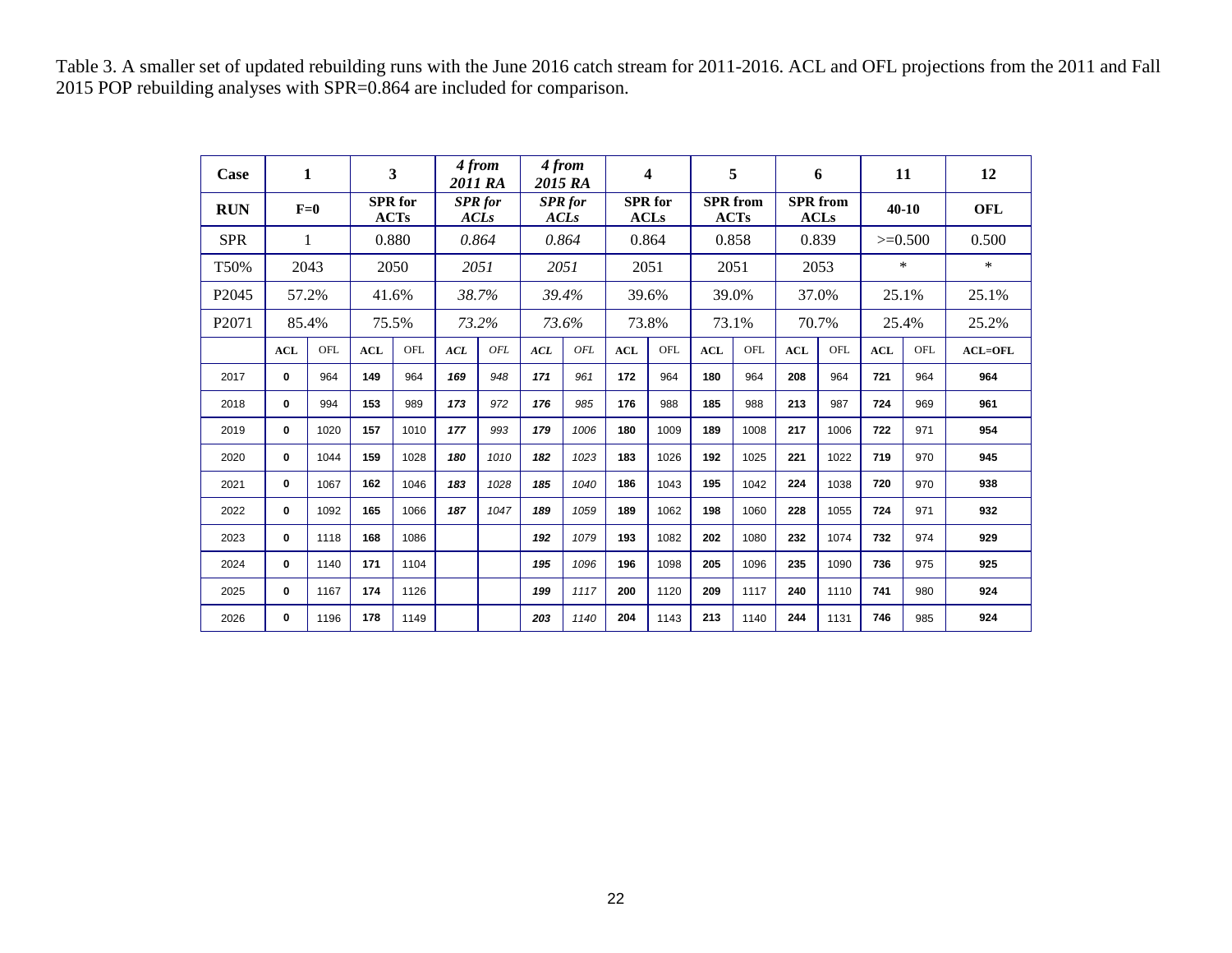Table 3. A smaller set of updated rebuilding runs with the June 2016 catch stream for 2011-2016. ACL and OFL projections from the 2011 and Fall 2015 POP rebuilding analyses with SPR=0.864 are included for comparison.

| Case | 1 | | 3 | | *4 from 2011 RA* | | *4 from 2015 RA* | | 4 | | 5 | | 6 | | 11 | | 12 |
|---|---|---|---|---|---|---|---|---|---|---|---|---|---|---|---|---|---|
| RUN | F=0 | | SPR for ACTs | | *SPR for ACLs* | | *SPR for ACLs* | | SPR for ACLs | | SPR from ACTs | | SPR from ACLs | | 40-10 | | OFL |
| SPR | 1 | | 0.880 | | *0.864* | | *0.864* | | 0.864 | | 0.858 | | 0.839 | | >=0.500 | | 0.500 |
| T50% | 2043 | | 2050 | | *2051* | | *2051* | | 2051 | | 2051 | | 2053 | | * | | * |
| P2045 | 57.2% | | 41.6% | | *38.7%* | | *39.4%* | | 39.6% | | 39.0% | | 37.0% | | 25.1% | | 25.1% |
| P2071 | 85.4% | | 75.5% | | *73.2%* | | *73.6%* | | 73.8% | | 73.1% | | 70.7% | | 25.4% | | 25.2% |
| | **ACL** | OFL | **ACL** | OFL | ***ACL*** | *OFL* | ***ACL*** | *OFL* | **ACL** | OFL | **ACL** | OFL | **ACL** | OFL | **ACL** | OFL | **ACL=OFL** |
| 2017 | **0** | 964 | **149** | 964 | ***169*** | *948* | ***171*** | *961* | **172** | 964 | **180** | 964 | **208** | 964 | **721** | 964 | **964** |
| 2018 | **0** | 994 | **153** | 989 | ***173*** | *972* | ***176*** | *985* | **176** | 988 | **185** | 988 | **213** | 987 | **724** | 969 | **961** |
| 2019 | **0** | 1020 | **157** | 1010 | ***177*** | *993* | ***179*** | *1006* | **180** | 1009 | **189** | 1008 | **217** | 1006 | **722** | 971 | **954** |
| 2020 | **0** | 1044 | **159** | 1028 | ***180*** | *1010* | ***182*** | *1023* | **183** | 1026 | **192** | 1025 | **221** | 1022 | **719** | 970 | **945** |
| 2021 | **0** | 1067 | **162** | 1046 | ***183*** | *1028* | ***185*** | *1040* | **186** | 1043 | **195** | 1042 | **224** | 1038 | **720** | 970 | **938** |
| 2022 | **0** | 1092 | **165** | 1066 | ***187*** | *1047* | ***189*** | *1059* | **189** | 1062 | **198** | 1060 | **228** | 1055 | **724** | 971 | **932** |
| 2023 | **0** | 1118 | **168** | 1086 | | | ***192*** | *1079* | **193** | 1082 | **202** | 1080 | **232** | 1074 | **732** | 974 | **929** |
| 2024 | **0** | 1140 | **171** | 1104 | | | ***195*** | *1096* | **196** | 1098 | **205** | 1096 | **235** | 1090 | **736** | 975 | **925** |
| 2025 | **0** | 1167 | **174** | 1126 | | | ***199*** | *1117* | **200** | 1120 | **209** | 1117 | **240** | 1110 | **741** | 980 | **924** |
| 2026 | **0** | 1196 | **178** | 1149 | | | ***203*** | *1140* | **204** | 1143 | **213** | 1140 | **244** | 1131 | **746** | 985 | **924** |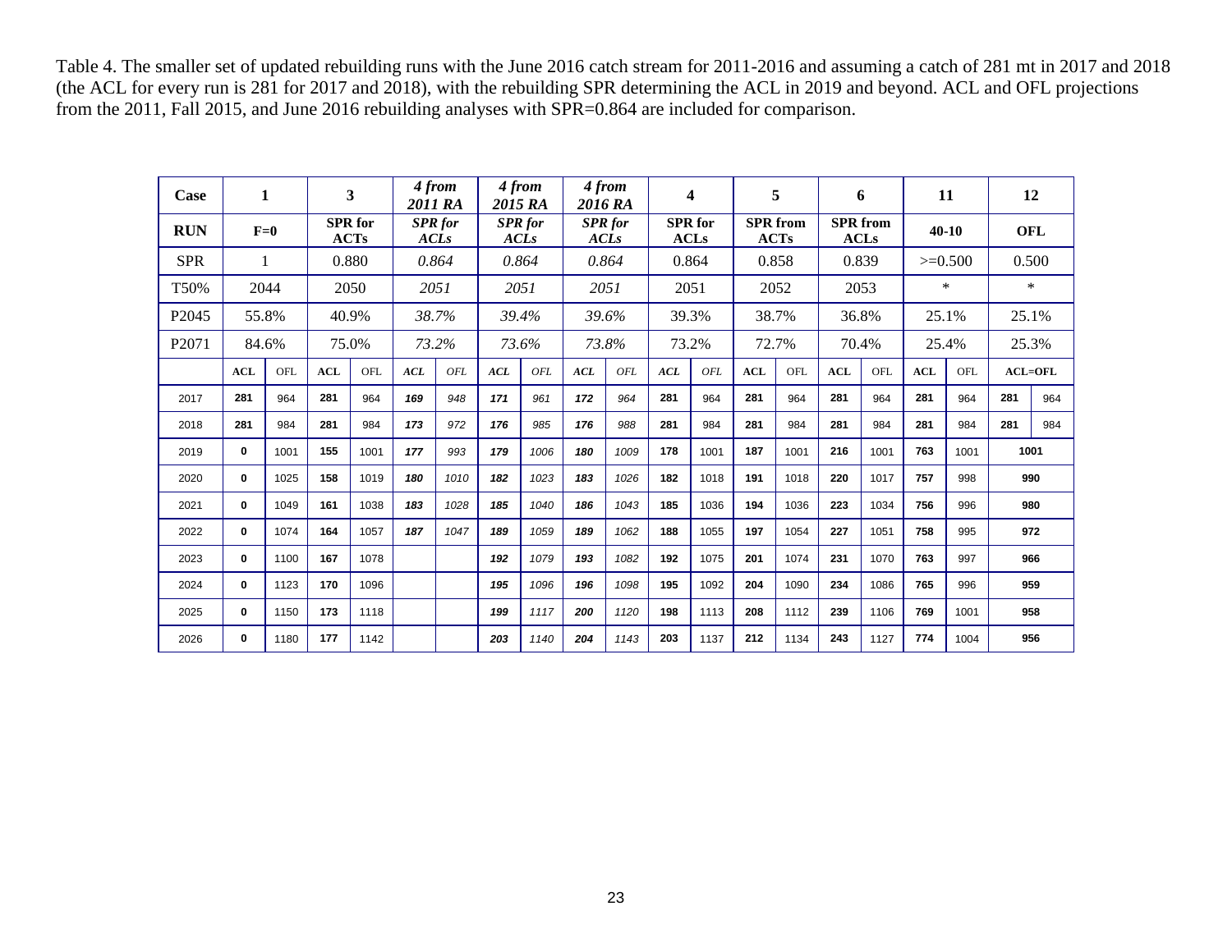Table 4. The smaller set of updated rebuilding runs with the June 2016 catch stream for 2011-2016 and assuming a catch of 281 mt in 2017 and 2018 (the ACL for every run is 281 for 2017 and 2018), with the rebuilding SPR determining the ACL in 2019 and beyond. ACL and OFL projections from the 2011, Fall 2015, and June 2016 rebuilding analyses with SPR=0.864 are included for comparison.

| Case | 1 | | 3 | | *4 from 2011 RA* | | *4 from 2015 RA* | | *4 from 2016 RA* | | 4 | | 5 | | 6 | | 11 | | 12 | |
|---|---|---|---|---|---|---|---|---|---|---|---|---|---|---|---|---|---|---|---|---|
| **RUN** | **F=0** | | **SPR for ACTs** | | ***SPR for ACLs*** | | ***SPR for ACLs*** | | ***SPR for ACLs*** | | **SPR for ACLs** | | **SPR from ACTs** | | **SPR from ACLs** | | **40-10** | | **OFL** | |
| SPR | 1 | | 0.880 | | *0.864* | | *0.864* | | *0.864* | | 0.864 | | 0.858 | | 0.839 | | >=0.500 | | 0.500 | |
| T50% | 2044 | | 2050 | | *2051* | | *2051* | | *2051* | | 2051 | | 2052 | | 2053 | | * | | * | |
| P2045 | 55.8% | | 40.9% | | *38.7%* | | *39.4%* | | *39.6%* | | 39.3% | | 38.7% | | 36.8% | | 25.1% | | 25.1% | |
| P2071 | 84.6% | | 75.0% | | *73.2%* | | *73.6%* | | *73.8%* | | 73.2% | | 72.7% | | 70.4% | | 25.4% | | 25.3% | |
| | **ACL** | OFL | **ACL** | OFL | ***ACL*** | *OFL* | ***ACL*** | *OFL* | ***ACL*** | *OFL* | ***ACL*** | OFL | **ACL** | OFL | **ACL** | OFL | **ACL** | OFL | **ACL=OFL** | |
| 2017 | **281** | 964 | **281** | 964 | ***169*** | *948* | ***171*** | *961* | ***172*** | *964* | **281** | 964 | **281** | 964 | **281** | 964 | **281** | 964 | **281** | 964 |
| 2018 | **281** | 984 | **281** | 984 | ***173*** | *972* | ***176*** | *985* | ***176*** | *988* | **281** | 984 | **281** | 984 | **281** | 984 | **281** | 984 | **281** | 984 |
| 2019 | **0** | 1001 | **155** | 1001 | ***177*** | *993* | ***179*** | *1006* | ***180*** | *1009* | **178** | 1001 | **187** | 1001 | **216** | 1001 | **763** | 1001 | **1001** | |
| 2020 | **0** | 1025 | **158** | 1019 | ***180*** | *1010* | ***182*** | *1023* | ***183*** | *1026* | **182** | 1018 | **191** | 1018 | **220** | 1017 | **757** | 998 | **990** | |
| 2021 | **0** | 1049 | **161** | 1038 | ***183*** | *1028* | ***185*** | *1040* | ***186*** | *1043* | **185** | 1036 | **194** | 1036 | **223** | 1034 | **756** | 996 | **980** | |
| 2022 | **0** | 1074 | **164** | 1057 | ***187*** | *1047* | ***189*** | *1059* | ***189*** | *1062* | **188** | 1055 | **197** | 1054 | **227** | 1051 | **758** | 995 | **972** | |
| 2023 | **0** | 1100 | **167** | 1078 | | | ***192*** | *1079* | ***193*** | *1082* | **192** | 1075 | **201** | 1074 | **231** | 1070 | **763** | 997 | **966** | |
| 2024 | **0** | 1123 | **170** | 1096 | | | ***195*** | *1096* | ***196*** | *1098* | **195** | 1092 | **204** | 1090 | **234** | 1086 | **765** | 996 | **959** | |
| 2025 | **0** | 1150 | **173** | 1118 | | | ***199*** | *1117* | ***200*** | *1120* | **198** | 1113 | **208** | 1112 | **239** | 1106 | **769** | 1001 | **958** | |
| 2026 | **0** | 1180 | **177** | 1142 | | | ***203*** | *1140* | ***204*** | *1143* | **203** | 1137 | **212** | 1134 | **243** | 1127 | **774** | 1004 | **956** | |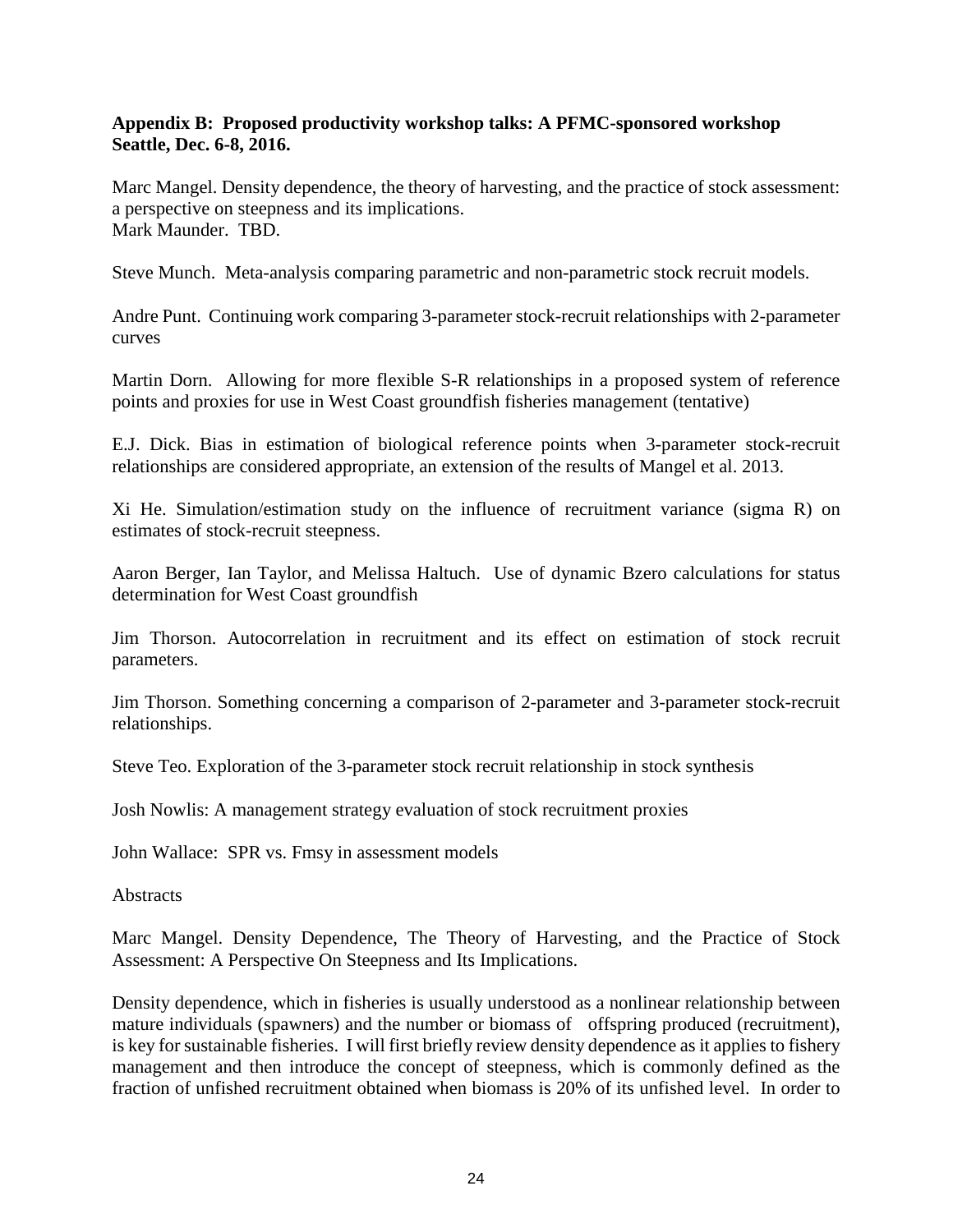**Appendix B: Proposed productivity workshop talks: A PFMC-sponsored workshop Seattle, Dec. 6-8, 2016.**

Marc Mangel. Density dependence, the theory of harvesting, and the practice of stock assessment: a perspective on steepness and its implications.
Mark Maunder. TBD.

Steve Munch. Meta-analysis comparing parametric and non-parametric stock recruit models.

Andre Punt. Continuing work comparing 3-parameter stock-recruit relationships with 2-parameter curves

Martin Dorn. Allowing for more flexible S-R relationships in a proposed system of reference points and proxies for use in West Coast groundfish fisheries management (tentative)

E.J. Dick. Bias in estimation of biological reference points when 3-parameter stock-recruit relationships are considered appropriate, an extension of the results of Mangel et al. 2013.

Xi He. Simulation/estimation study on the influence of recruitment variance (sigma R) on estimates of stock-recruit steepness.

Aaron Berger, Ian Taylor, and Melissa Haltuch. Use of dynamic Bzero calculations for status determination for West Coast groundfish

Jim Thorson. Autocorrelation in recruitment and its effect on estimation of stock recruit parameters.

Jim Thorson. Something concerning a comparison of 2-parameter and 3-parameter stock-recruit relationships.

Steve Teo. Exploration of the 3-parameter stock recruit relationship in stock synthesis

Josh Nowlis: A management strategy evaluation of stock recruitment proxies

John Wallace: SPR vs. Fmsy in assessment models

Abstracts

Marc Mangel. Density Dependence, The Theory of Harvesting, and the Practice of Stock Assessment: A Perspective On Steepness and Its Implications.

Density dependence, which in fisheries is usually understood as a nonlinear relationship between mature individuals (spawners) and the number or biomass of offspring produced (recruitment), is key for sustainable fisheries. I will first briefly review density dependence as it applies to fishery management and then introduce the concept of steepness, which is commonly defined as the fraction of unfished recruitment obtained when biomass is 20% of its unfished level. In order to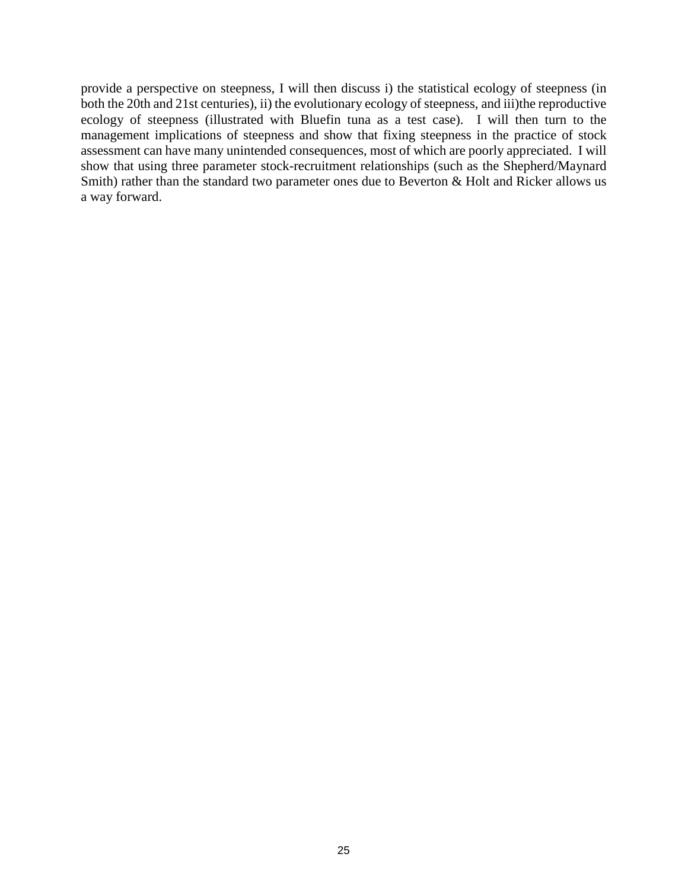provide a perspective on steepness, I will then discuss i) the statistical ecology of steepness (in both the 20th and 21st centuries), ii) the evolutionary ecology of steepness, and iii)the reproductive ecology of steepness (illustrated with Bluefin tuna as a test case). I will then turn to the management implications of steepness and show that fixing steepness in the practice of stock assessment can have many unintended consequences, most of which are poorly appreciated. I will show that using three parameter stock-recruitment relationships (such as the Shepherd/Maynard Smith) rather than the standard two parameter ones due to Beverton & Holt and Ricker allows us a way forward.